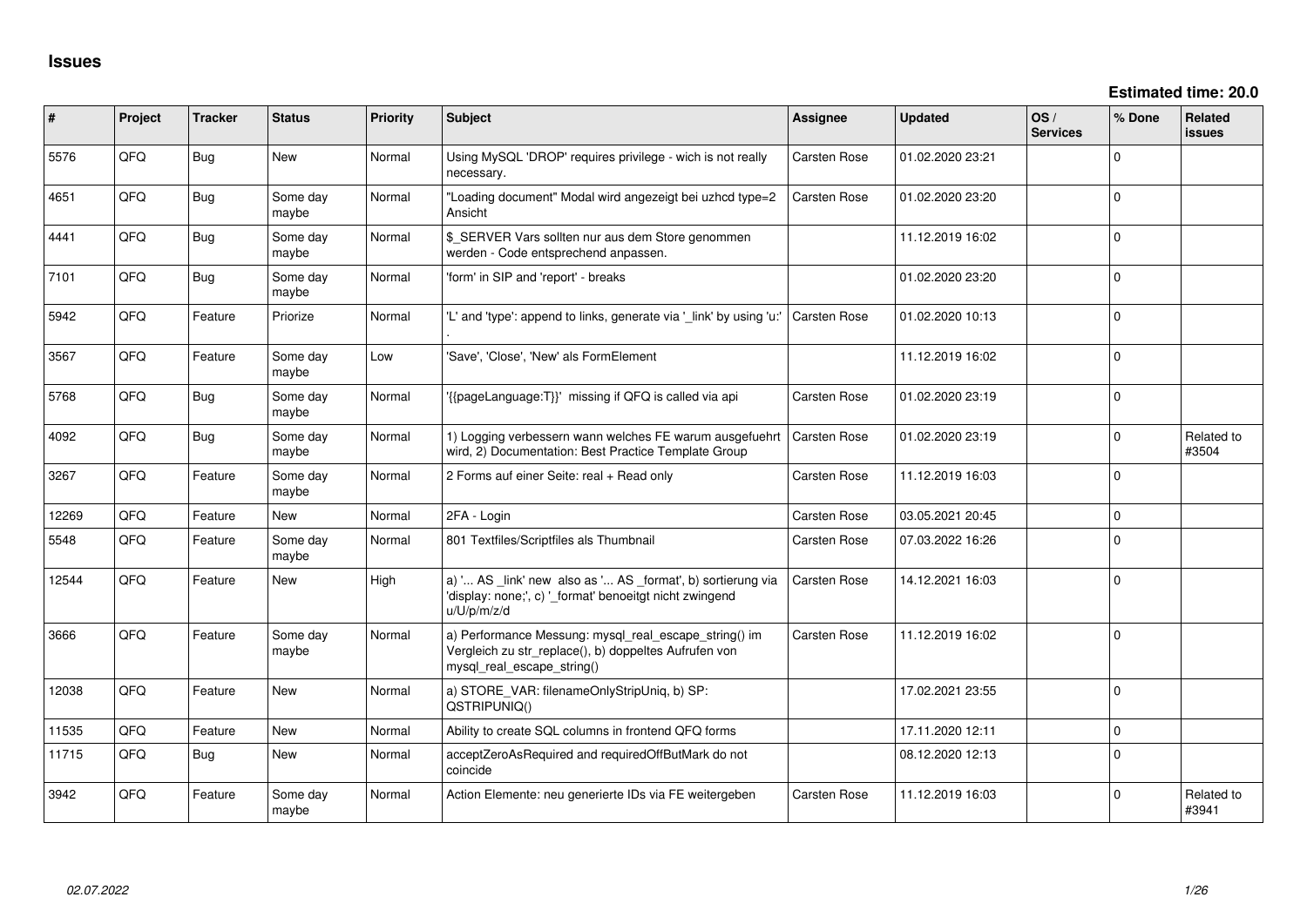# Issues

**Estimated time: 20.0**

| # | Project | Tracker | Status | Priority | Subject | Assignee | Updated | OS / Services | % Done | Related issues |
|---|---|---|---|---|---|---|---|---|---|---|
| 5576 | QFQ | Bug | New | Normal | Using MySQL 'DROP' requires privilege - wich is not really necessary. | Carsten Rose | 01.02.2020 23:21 | | 0 | |
| 4651 | QFQ | Bug | Some day maybe | Normal | "Loading document" Modal wird angezeigt bei uzhcd type=2 Ansicht | Carsten Rose | 01.02.2020 23:20 | | 0 | |
| 4441 | QFQ | Bug | Some day maybe | Normal | $_SERVER Vars sollten nur aus dem Store genommen werden - Code entsprechend anpassen. | | 11.12.2019 16:02 | | 0 | |
| 7101 | QFQ | Bug | Some day maybe | Normal | 'form' in SIP and 'report' - breaks | | 01.02.2020 23:20 | | 0 | |
| 5942 | QFQ | Feature | Priorize | Normal | 'L' and 'type': append to links, generate via '_link' by using 'u:' . | Carsten Rose | 01.02.2020 10:13 | | 0 | |
| 3567 | QFQ | Feature | Some day maybe | Low | 'Save', 'Close', 'New' als FormElement | | 11.12.2019 16:02 | | 0 | |
| 5768 | QFQ | Bug | Some day maybe | Normal | '{{pageLanguage:T}}' missing if QFQ is called via api | Carsten Rose | 01.02.2020 23:19 | | 0 | |
| 4092 | QFQ | Bug | Some day maybe | Normal | 1) Logging verbessern wann welches FE warum ausgefuehrt wird, 2) Documentation: Best Practice Template Group | Carsten Rose | 01.02.2020 23:19 | | 0 | Related to #3504 |
| 3267 | QFQ | Feature | Some day maybe | Normal | 2 Forms auf einer Seite: real + Read only | Carsten Rose | 11.12.2019 16:03 | | 0 | |
| 12269 | QFQ | Feature | New | Normal | 2FA - Login | Carsten Rose | 03.05.2021 20:45 | | 0 | |
| 5548 | QFQ | Feature | Some day maybe | Normal | 801 Textfiles/Scriptfiles als Thumbnail | Carsten Rose | 07.03.2022 16:26 | | 0 | |
| 12544 | QFQ | Feature | New | High | a) '... AS _link' new also as '... AS _format', b) sortierung via 'display: none;', c) '_format' benoeitgt nicht zwingend u/U/p/m/z/d | Carsten Rose | 14.12.2021 16:03 | | 0 | |
| 3666 | QFQ | Feature | Some day maybe | Normal | a) Performance Messung: mysql_real_escape_string() im Vergleich zu str_replace(), b) doppeltes Aufrufen von mysql_real_escape_string() | Carsten Rose | 11.12.2019 16:02 | | 0 | |
| 12038 | QFQ | Feature | New | Normal | a) STORE_VAR: filenameOnlyStripUniq, b) SP: QSTRIPUNIQ() | | 17.02.2021 23:55 | | 0 | |
| 11535 | QFQ | Feature | New | Normal | Ability to create SQL columns in frontend QFQ forms | | 17.11.2020 12:11 | | 0 | |
| 11715 | QFQ | Bug | New | Normal | acceptZeroAsRequired and requiredOffButMark do not coincide | | 08.12.2020 12:13 | | 0 | |
| 3942 | QFQ | Feature | Some day maybe | Normal | Action Elemente: neu generierte IDs via FE weitergeben | Carsten Rose | 11.12.2019 16:03 | | 0 | Related to #3941 |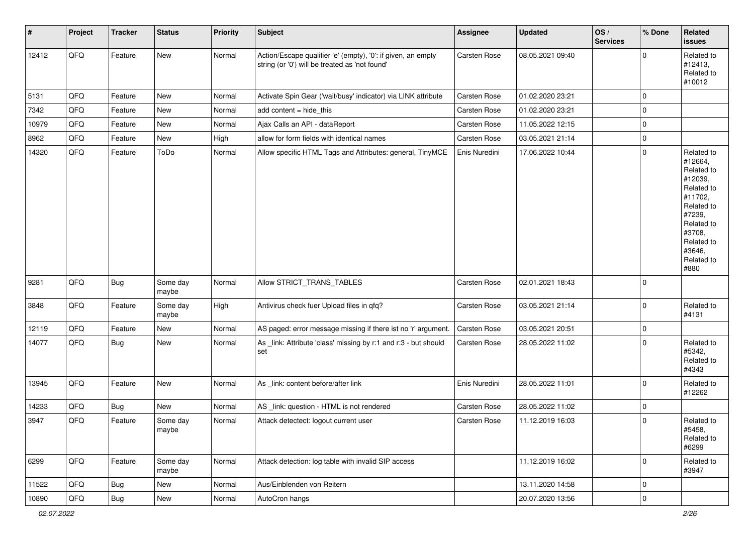| # | Project | Tracker | Status | Priority | Subject | Assignee | Updated | OS / Services | % Done | Related issues |
|---|---|---|---|---|---|---|---|---|---|---|
| 12412 | QFQ | Feature | New | Normal | Action/Escape qualifier 'e' (empty), '0': if given, an empty string (or '0') will be treated as 'not found' | Carsten Rose | 08.05.2021 09:40 | | 0 | Related to #12413, Related to #10012 |
| 5131 | QFQ | Feature | New | Normal | Activate Spin Gear ('wait/busy' indicator) via LINK attribute | Carsten Rose | 01.02.2020 23:21 | | 0 | |
| 7342 | QFQ | Feature | New | Normal | add content = hide_this | Carsten Rose | 01.02.2020 23:21 | | 0 | |
| 10979 | QFQ | Feature | New | Normal | Ajax Calls an API - dataReport | Carsten Rose | 11.05.2022 12:15 | | 0 | |
| 8962 | QFQ | Feature | New | High | allow for form fields with identical names | Carsten Rose | 03.05.2021 21:14 | | 0 | |
| 14320 | QFQ | Feature | ToDo | Normal | Allow specific HTML Tags and Attributes: general, TinyMCE | Enis Nuredini | 17.06.2022 10:44 | | 0 | Related to #12664, Related to #12039, Related to #11702, Related to #7239, Related to #3708, Related to #3646, Related to #880 |
| 9281 | QFQ | Bug | Some day maybe | Normal | Allow STRICT_TRANS_TABLES | Carsten Rose | 02.01.2021 18:43 | | 0 | |
| 3848 | QFQ | Feature | Some day maybe | High | Antivirus check fuer Upload files in qfq? | Carsten Rose | 03.05.2021 21:14 | | 0 | Related to #4131 |
| 12119 | QFQ | Feature | New | Normal | AS paged: error message missing if there ist no 'r' argument. | Carsten Rose | 03.05.2021 20:51 | | 0 | |
| 14077 | QFQ | Bug | New | Normal | As _link: Attribute 'class' missing by r:1 and r:3 - but should set | Carsten Rose | 28.05.2022 11:02 | | 0 | Related to #5342, Related to #4343 |
| 13945 | QFQ | Feature | New | Normal | As _link: content before/after link | Enis Nuredini | 28.05.2022 11:01 | | 0 | Related to #12262 |
| 14233 | QFQ | Bug | New | Normal | AS _link: question - HTML is not rendered | Carsten Rose | 28.05.2022 11:02 | | 0 | |
| 3947 | QFQ | Feature | Some day maybe | Normal | Attack detectect: logout current user | Carsten Rose | 11.12.2019 16:03 | | 0 | Related to #5458, Related to #6299 |
| 6299 | QFQ | Feature | Some day maybe | Normal | Attack detection: log table with invalid SIP access | | 11.12.2019 16:02 | | 0 | Related to #3947 |
| 11522 | QFQ | Bug | New | Normal | Aus/Einblenden von Reitern | | 13.11.2020 14:58 | | 0 | |
| 10890 | QFQ | Bug | New | Normal | AutoCron hangs | | 20.07.2020 13:56 | | 0 | |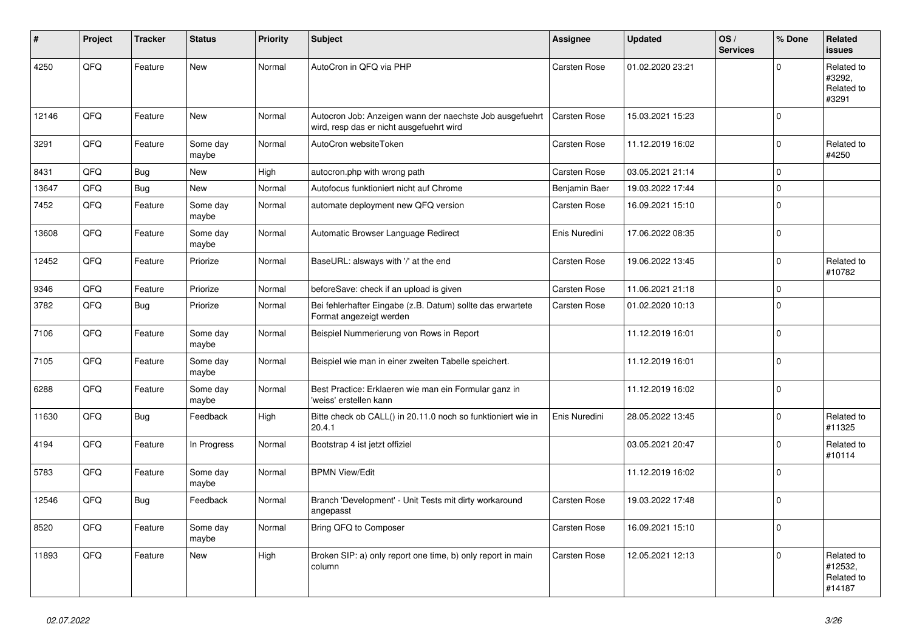| # | Project | Tracker | Status | Priority | Subject | Assignee | Updated | OS / Services | % Done | Related issues |
|---|---|---|---|---|---|---|---|---|---|---|
| 4250 | QFQ | Feature | New | Normal | AutoCron in QFQ via PHP | Carsten Rose | 01.02.2020 23:21 | | 0 | Related to #3292, Related to #3291 |
| 12146 | QFQ | Feature | New | Normal | Autocron Job: Anzeigen wann der naechste Job ausgefuehrt wird, resp das er nicht ausgefuehrt wird | Carsten Rose | 15.03.2021 15:23 | | 0 | |
| 3291 | QFQ | Feature | Some day maybe | Normal | AutoCron websiteToken | Carsten Rose | 11.12.2019 16:02 | | 0 | Related to #4250 |
| 8431 | QFQ | Bug | New | High | autocron.php with wrong path | Carsten Rose | 03.05.2021 21:14 | | 0 | |
| 13647 | QFQ | Bug | New | Normal | Autofocus funktioniert nicht auf Chrome | Benjamin Baer | 19.03.2022 17:44 | | 0 | |
| 7452 | QFQ | Feature | Some day maybe | Normal | automate deployment new QFQ version | Carsten Rose | 16.09.2021 15:10 | | 0 | |
| 13608 | QFQ | Feature | Some day maybe | Normal | Automatic Browser Language Redirect | Enis Nuredini | 17.06.2022 08:35 | | 0 | |
| 12452 | QFQ | Feature | Priorize | Normal | BaseURL: alsways with '/' at the end | Carsten Rose | 19.06.2022 13:45 | | 0 | Related to #10782 |
| 9346 | QFQ | Feature | Priorize | Normal | beforeSave: check if an upload is given | Carsten Rose | 11.06.2021 21:18 | | 0 | |
| 3782 | QFQ | Bug | Priorize | Normal | Bei fehlerhafter Eingabe (z.B. Datum) sollte das erwartete Format angezeigt werden | Carsten Rose | 01.02.2020 10:13 | | 0 | |
| 7106 | QFQ | Feature | Some day maybe | Normal | Beispiel Nummerierung von Rows in Report | | 11.12.2019 16:01 | | 0 | |
| 7105 | QFQ | Feature | Some day maybe | Normal | Beispiel wie man in einer zweiten Tabelle speichert. | | 11.12.2019 16:01 | | 0 | |
| 6288 | QFQ | Feature | Some day maybe | Normal | Best Practice: Erklaeren wie man ein Formular ganz in 'weiss' erstellen kann | | 11.12.2019 16:02 | | 0 | |
| 11630 | QFQ | Bug | Feedback | High | Bitte check ob CALL() in 20.11.0 noch so funktioniert wie in 20.4.1 | Enis Nuredini | 28.05.2022 13:45 | | 0 | Related to #11325 |
| 4194 | QFQ | Feature | In Progress | Normal | Bootstrap 4 ist jetzt offiziel | | 03.05.2021 20:47 | | 0 | Related to #10114 |
| 5783 | QFQ | Feature | Some day maybe | Normal | BPMN View/Edit | | 11.12.2019 16:02 | | 0 | |
| 12546 | QFQ | Bug | Feedback | Normal | Branch 'Development' - Unit Tests mit dirty workaround angepasst | Carsten Rose | 19.03.2022 17:48 | | 0 | |
| 8520 | QFQ | Feature | Some day maybe | Normal | Bring QFQ to Composer | Carsten Rose | 16.09.2021 15:10 | | 0 | |
| 11893 | QFQ | Feature | New | High | Broken SIP: a) only report one time, b) only report in main column | Carsten Rose | 12.05.2021 12:13 | | 0 | Related to #12532, Related to #14187 |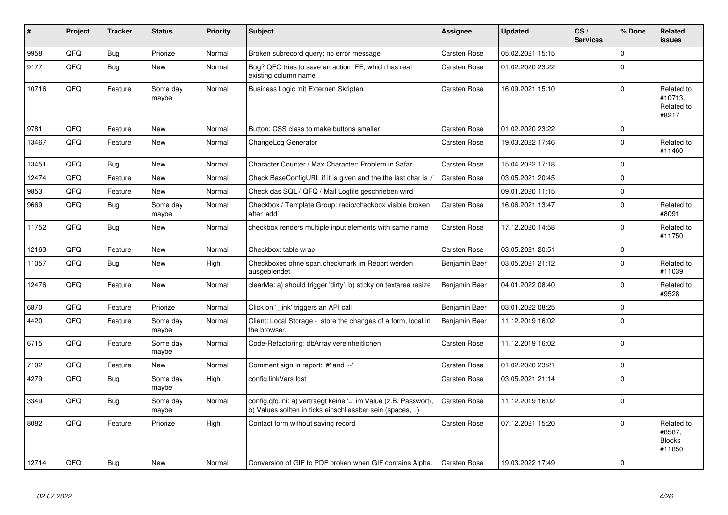| # | Project | Tracker | Status | Priority | Subject | Assignee | Updated | OS / Services | % Done | Related issues |
|---|---|---|---|---|---|---|---|---|---|---|
| 9958 | QFQ | Bug | Priorize | Normal | Broken subrecord query: no error message | Carsten Rose | 05.02.2021 15:15 | | 0 | |
| 9177 | QFQ | Bug | New | Normal | Bug? QFQ tries to save an action FE, which has real existing column name | Carsten Rose | 01.02.2020 23:22 | | 0 | |
| 10716 | QFQ | Feature | Some day maybe | Normal | Business Logic mit Externen Skripten | Carsten Rose | 16.09.2021 15:10 | | 0 | Related to #10713, Related to #8217 |
| 9781 | QFQ | Feature | New | Normal | Button: CSS class to make buttons smaller | Carsten Rose | 01.02.2020 23:22 | | 0 | |
| 13467 | QFQ | Feature | New | Normal | ChangeLog Generator | Carsten Rose | 19.03.2022 17:46 | | 0 | Related to #11460 |
| 13451 | QFQ | Bug | New | Normal | Character Counter / Max Character: Problem in Safari | Carsten Rose | 15.04.2022 17:18 | | 0 | |
| 12474 | QFQ | Feature | New | Normal | Check BaseConfigURL if it is given and the the last char is '/' | Carsten Rose | 03.05.2021 20:45 | | 0 | |
| 9853 | QFQ | Feature | New | Normal | Check das SQL / QFQ / Mail Logfile geschrieben wird | | 09.01.2020 11:15 | | 0 | |
| 9669 | QFQ | Bug | Some day maybe | Normal | Checkbox / Template Group: radio/checkbox visible broken after 'add' | Carsten Rose | 16.06.2021 13:47 | | 0 | Related to #8091 |
| 11752 | QFQ | Bug | New | Normal | checkbox renders multiple input elements with same name | Carsten Rose | 17.12.2020 14:58 | | 0 | Related to #11750 |
| 12163 | QFQ | Feature | New | Normal | Checkbox: table wrap | Carsten Rose | 03.05.2021 20:51 | | 0 | |
| 11057 | QFQ | Bug | New | High | Checkboxes ohne span.checkmark im Report werden ausgeblendet | Benjamin Baer | 03.05.2021 21:12 | | 0 | Related to #11039 |
| 12476 | QFQ | Feature | New | Normal | clearMe: a) should trigger 'dirty', b) sticky on textarea resize | Benjamin Baer | 04.01.2022 08:40 | | 0 | Related to #9528 |
| 6870 | QFQ | Feature | Priorize | Normal | Click on '_link' triggers an API call | Benjamin Baer | 03.01.2022 08:25 | | 0 | |
| 4420 | QFQ | Feature | Some day maybe | Normal | Client: Local Storage - store the changes of a form, local in the browser. | Benjamin Baer | 11.12.2019 16:02 | | 0 | |
| 6715 | QFQ | Feature | Some day maybe | Normal | Code-Refactoring: dbArray vereinheitlichen | Carsten Rose | 11.12.2019 16:02 | | 0 | |
| 7102 | QFQ | Feature | New | Normal | Comment sign in report: '#' and '--' | Carsten Rose | 01.02.2020 23:21 | | 0 | |
| 4279 | QFQ | Bug | Some day maybe | High | config.linkVars lost | Carsten Rose | 03.05.2021 21:14 | | 0 | |
| 3349 | QFQ | Bug | Some day maybe | Normal | config.qfq.ini: a) vertraegt keine '=' im Value (z.B. Passwort), b) Values sollten in ticks einschliessbar sein (spaces, ..) | Carsten Rose | 11.12.2019 16:02 | | 0 | |
| 8082 | QFQ | Feature | Priorize | High | Contact form without saving record | Carsten Rose | 07.12.2021 15:20 | | 0 | Related to #8587, Blocks #11850 |
| 12714 | QFQ | Bug | New | Normal | Conversion of GIF to PDF broken when GIF contains Alpha. | Carsten Rose | 19.03.2022 17:49 | | 0 | |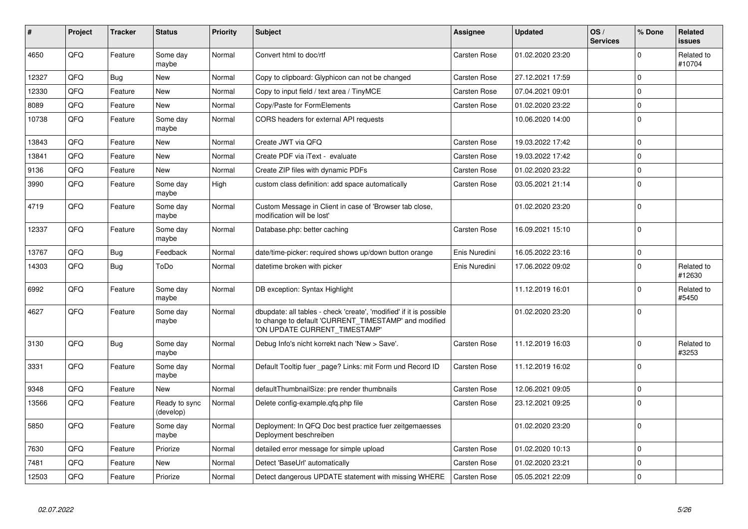| # | Project | Tracker | Status | Priority | Subject | Assignee | Updated | OS / Services | % Done | Related issues |
|---|---|---|---|---|---|---|---|---|---|---|
| 4650 | QFQ | Feature | Some day maybe | Normal | Convert html to doc/rtf | Carsten Rose | 01.02.2020 23:20 | | 0 | Related to #10704 |
| 12327 | QFQ | Bug | New | Normal | Copy to clipboard: Glyphicon can not be changed | Carsten Rose | 27.12.2021 17:59 | | 0 | |
| 12330 | QFQ | Feature | New | Normal | Copy to input field / text area / TinyMCE | Carsten Rose | 07.04.2021 09:01 | | 0 | |
| 8089 | QFQ | Feature | New | Normal | Copy/Paste for FormElements | Carsten Rose | 01.02.2020 23:22 | | 0 | |
| 10738 | QFQ | Feature | Some day maybe | Normal | CORS headers for external API requests | | 10.06.2020 14:00 | | 0 | |
| 13843 | QFQ | Feature | New | Normal | Create JWT via QFQ | Carsten Rose | 19.03.2022 17:42 | | 0 | |
| 13841 | QFQ | Feature | New | Normal | Create PDF via iText - evaluate | Carsten Rose | 19.03.2022 17:42 | | 0 | |
| 9136 | QFQ | Feature | New | Normal | Create ZIP files with dynamic PDFs | Carsten Rose | 01.02.2020 23:22 | | 0 | |
| 3990 | QFQ | Feature | Some day maybe | High | custom class definition: add space automatically | Carsten Rose | 03.05.2021 21:14 | | 0 | |
| 4719 | QFQ | Feature | Some day maybe | Normal | Custom Message in Client in case of 'Browser tab close, modification will be lost' | | 01.02.2020 23:20 | | 0 | |
| 12337 | QFQ | Feature | Some day maybe | Normal | Database.php: better caching | Carsten Rose | 16.09.2021 15:10 | | 0 | |
| 13767 | QFQ | Bug | Feedback | Normal | date/time-picker: required shows up/down button orange | Enis Nuredini | 16.05.2022 23:16 | | 0 | |
| 14303 | QFQ | Bug | ToDo | Normal | datetime broken with picker | Enis Nuredini | 17.06.2022 09:02 | | 0 | Related to #12630 |
| 6992 | QFQ | Feature | Some day maybe | Normal | DB exception: Syntax Highlight | | 11.12.2019 16:01 | | 0 | Related to #5450 |
| 4627 | QFQ | Feature | Some day maybe | Normal | dbupdate: all tables - check 'create', 'modified' if it is possible to change to default 'CURRENT_TIMESTAMP' and modified 'ON UPDATE CURRENT_TIMESTAMP' | | 01.02.2020 23:20 | | 0 | |
| 3130 | QFQ | Bug | Some day maybe | Normal | Debug Info's nicht korrekt nach 'New > Save'. | Carsten Rose | 11.12.2019 16:03 | | 0 | Related to #3253 |
| 3331 | QFQ | Feature | Some day maybe | Normal | Default Tooltip fuer _page? Links: mit Form und Record ID | Carsten Rose | 11.12.2019 16:02 | | 0 | |
| 9348 | QFQ | Feature | New | Normal | defaultThumbnailSize: pre render thumbnails | Carsten Rose | 12.06.2021 09:05 | | 0 | |
| 13566 | QFQ | Feature | Ready to sync (develop) | Normal | Delete config-example.qfq.php file | Carsten Rose | 23.12.2021 09:25 | | 0 | |
| 5850 | QFQ | Feature | Some day maybe | Normal | Deployment: In QFQ Doc best practice fuer zeitgemaesses Deployment beschreiben | | 01.02.2020 23:20 | | 0 | |
| 7630 | QFQ | Feature | Priorize | Normal | detailed error message for simple upload | Carsten Rose | 01.02.2020 10:13 | | 0 | |
| 7481 | QFQ | Feature | New | Normal | Detect 'BaseUrl' automatically | Carsten Rose | 01.02.2020 23:21 | | 0 | |
| 12503 | QFQ | Feature | Priorize | Normal | Detect dangerous UPDATE statement with missing WHERE | Carsten Rose | 05.05.2021 22:09 | | 0 | |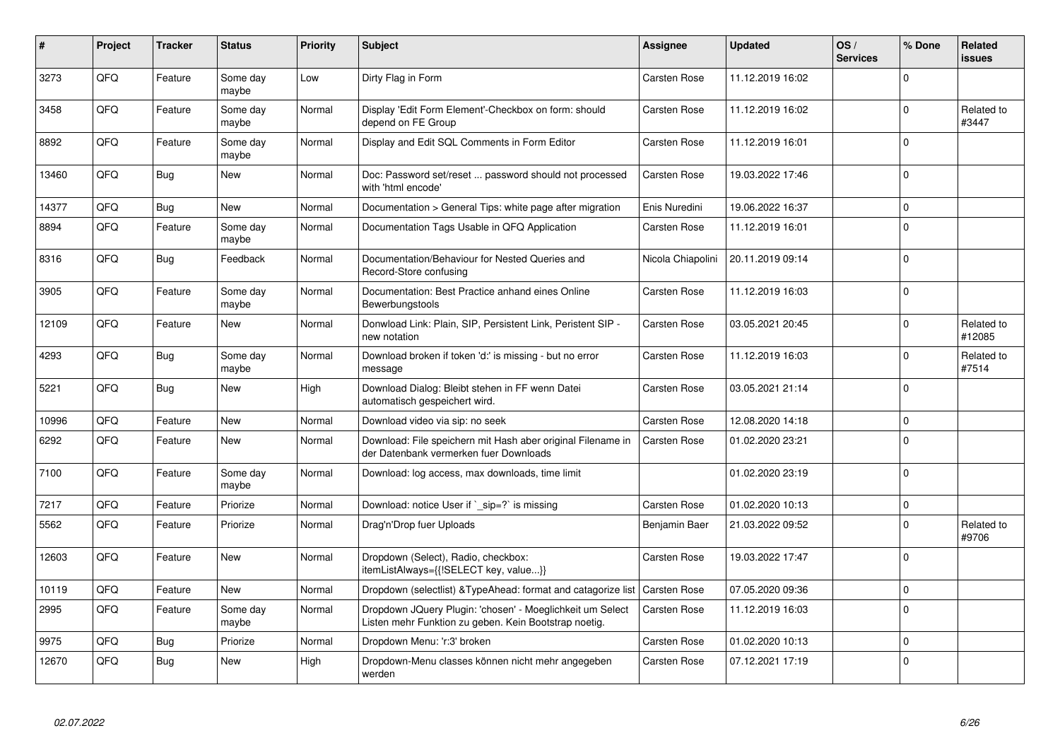| # | Project | Tracker | Status | Priority | Subject | Assignee | Updated | OS / Services | % Done | Related issues |
|---|---|---|---|---|---|---|---|---|---|---|
| 3273 | QFQ | Feature | Some day maybe | Low | Dirty Flag in Form | Carsten Rose | 11.12.2019 16:02 | | 0 | |
| 3458 | QFQ | Feature | Some day maybe | Normal | Display 'Edit Form Element'-Checkbox on form: should depend on FE Group | Carsten Rose | 11.12.2019 16:02 | | 0 | Related to #3447 |
| 8892 | QFQ | Feature | Some day maybe | Normal | Display and Edit SQL Comments in Form Editor | Carsten Rose | 11.12.2019 16:01 | | 0 | |
| 13460 | QFQ | Bug | New | Normal | Doc: Password set/reset ... password should not processed with 'html encode' | Carsten Rose | 19.03.2022 17:46 | | 0 | |
| 14377 | QFQ | Bug | New | Normal | Documentation > General Tips: white page after migration | Enis Nuredini | 19.06.2022 16:37 | | 0 | |
| 8894 | QFQ | Feature | Some day maybe | Normal | Documentation Tags Usable in QFQ Application | Carsten Rose | 11.12.2019 16:01 | | 0 | |
| 8316 | QFQ | Bug | Feedback | Normal | Documentation/Behaviour for Nested Queries and Record-Store confusing | Nicola Chiapolini | 20.11.2019 09:14 | | 0 | |
| 3905 | QFQ | Feature | Some day maybe | Normal | Documentation: Best Practice anhand eines Online Bewerbungstools | Carsten Rose | 11.12.2019 16:03 | | 0 | |
| 12109 | QFQ | Feature | New | Normal | Donwload Link: Plain, SIP, Persistent Link, Peristent SIP - new notation | Carsten Rose | 03.05.2021 20:45 | | 0 | Related to #12085 |
| 4293 | QFQ | Bug | Some day maybe | Normal | Download broken if token 'd:' is missing - but no error message | Carsten Rose | 11.12.2019 16:03 | | 0 | Related to #7514 |
| 5221 | QFQ | Bug | New | High | Download Dialog: Bleibt stehen in FF wenn Datei automatisch gespeichert wird. | Carsten Rose | 03.05.2021 21:14 | | 0 | |
| 10996 | QFQ | Feature | New | Normal | Download video via sip: no seek | Carsten Rose | 12.08.2020 14:18 | | 0 | |
| 6292 | QFQ | Feature | New | Normal | Download: File speichern mit Hash aber original Filename in der Datenbank vermerken fuer Downloads | Carsten Rose | 01.02.2020 23:21 | | 0 | |
| 7100 | QFQ | Feature | Some day maybe | Normal | Download: log access, max downloads, time limit | | 01.02.2020 23:19 | | 0 | |
| 7217 | QFQ | Feature | Priorize | Normal | Download: notice User if `_sip=?` is missing | Carsten Rose | 01.02.2020 10:13 | | 0 | |
| 5562 | QFQ | Feature | Priorize | Normal | Drag'n'Drop fuer Uploads | Benjamin Baer | 21.03.2022 09:52 | | 0 | Related to #9706 |
| 12603 | QFQ | Feature | New | Normal | Dropdown (Select), Radio, checkbox: itemListAlways={{!SELECT key, value...}} | Carsten Rose | 19.03.2022 17:47 | | 0 | |
| 10119 | QFQ | Feature | New | Normal | Dropdown (selectlist) &TypeAhead: format and catagorize list | Carsten Rose | 07.05.2020 09:36 | | 0 | |
| 2995 | QFQ | Feature | Some day maybe | Normal | Dropdown JQuery Plugin: 'chosen' - Moeglichkeit um Select Listen mehr Funktion zu geben. Kein Bootstrap noetig. | Carsten Rose | 11.12.2019 16:03 | | 0 | |
| 9975 | QFQ | Bug | Priorize | Normal | Dropdown Menu: 'r:3' broken | Carsten Rose | 01.02.2020 10:13 | | 0 | |
| 12670 | QFQ | Bug | New | High | Dropdown-Menu classes können nicht mehr angegeben werden | Carsten Rose | 07.12.2021 17:19 | | 0 | |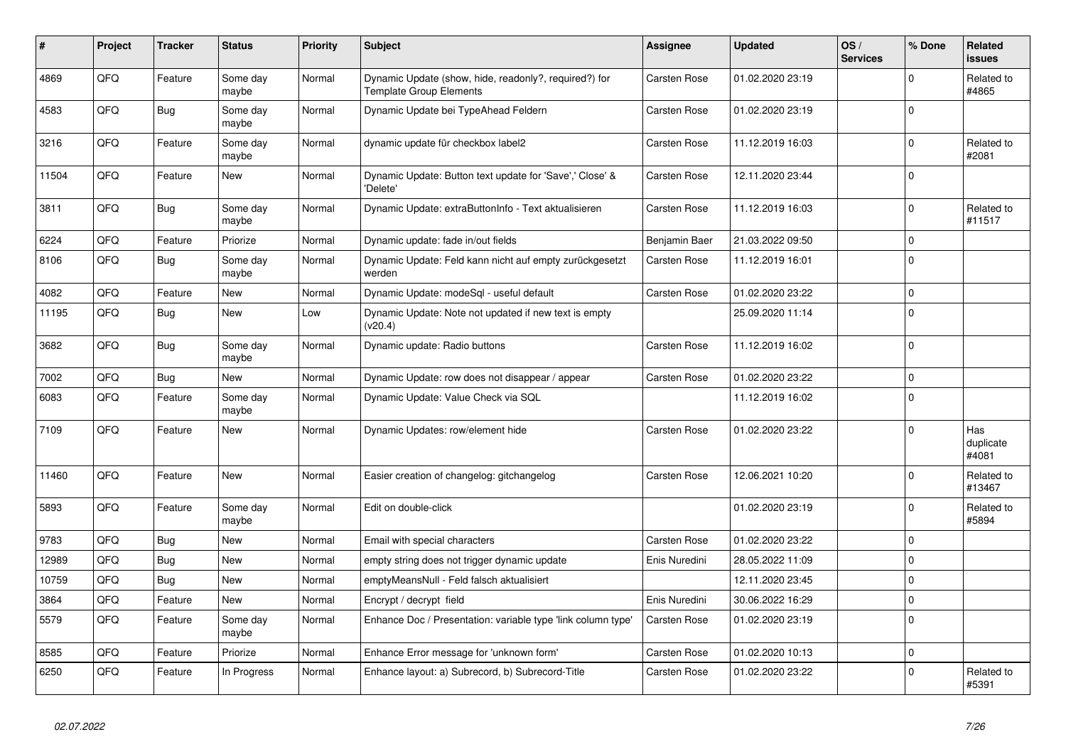| # | Project | Tracker | Status | Priority | Subject | Assignee | Updated | OS / Services | % Done | Related issues |
|---|---|---|---|---|---|---|---|---|---|---|
| 4869 | QFQ | Feature | Some day maybe | Normal | Dynamic Update (show, hide, readonly?, required?) for Template Group Elements | Carsten Rose | 01.02.2020 23:19 | | 0 | Related to #4865 |
| 4583 | QFQ | Bug | Some day maybe | Normal | Dynamic Update bei TypeAhead Feldern | Carsten Rose | 01.02.2020 23:19 | | 0 | |
| 3216 | QFQ | Feature | Some day maybe | Normal | dynamic update für checkbox label2 | Carsten Rose | 11.12.2019 16:03 | | 0 | Related to #2081 |
| 11504 | QFQ | Feature | New | Normal | Dynamic Update: Button text update for 'Save',' Close' & 'Delete' | Carsten Rose | 12.11.2020 23:44 | | 0 | |
| 3811 | QFQ | Bug | Some day maybe | Normal | Dynamic Update: extraButtonInfo - Text aktualisieren | Carsten Rose | 11.12.2019 16:03 | | 0 | Related to #11517 |
| 6224 | QFQ | Feature | Priorize | Normal | Dynamic update: fade in/out fields | Benjamin Baer | 21.03.2022 09:50 | | 0 | |
| 8106 | QFQ | Bug | Some day maybe | Normal | Dynamic Update: Feld kann nicht auf empty zurückgesetzt werden | Carsten Rose | 11.12.2019 16:01 | | 0 | |
| 4082 | QFQ | Feature | New | Normal | Dynamic Update: modeSql - useful default | Carsten Rose | 01.02.2020 23:22 | | 0 | |
| 11195 | QFQ | Bug | New | Low | Dynamic Update: Note not updated if new text is empty (v20.4) | | 25.09.2020 11:14 | | 0 | |
| 3682 | QFQ | Bug | Some day maybe | Normal | Dynamic update: Radio buttons | Carsten Rose | 11.12.2019 16:02 | | 0 | |
| 7002 | QFQ | Bug | New | Normal | Dynamic Update: row does not disappear / appear | Carsten Rose | 01.02.2020 23:22 | | 0 | |
| 6083 | QFQ | Feature | Some day maybe | Normal | Dynamic Update: Value Check via SQL | | 11.12.2019 16:02 | | 0 | |
| 7109 | QFQ | Feature | New | Normal | Dynamic Updates: row/element hide | Carsten Rose | 01.02.2020 23:22 | | 0 | Has duplicate #4081 |
| 11460 | QFQ | Feature | New | Normal | Easier creation of changelog: gitchangelog | Carsten Rose | 12.06.2021 10:20 | | 0 | Related to #13467 |
| 5893 | QFQ | Feature | Some day maybe | Normal | Edit on double-click | | 01.02.2020 23:19 | | 0 | Related to #5894 |
| 9783 | QFQ | Bug | New | Normal | Email with special characters | Carsten Rose | 01.02.2020 23:22 | | 0 | |
| 12989 | QFQ | Bug | New | Normal | empty string does not trigger dynamic update | Enis Nuredini | 28.05.2022 11:09 | | 0 | |
| 10759 | QFQ | Bug | New | Normal | emptyMeansNull - Feld falsch aktualisiert | | 12.11.2020 23:45 | | 0 | |
| 3864 | QFQ | Feature | New | Normal | Encrypt / decrypt field | Enis Nuredini | 30.06.2022 16:29 | | 0 | |
| 5579 | QFQ | Feature | Some day maybe | Normal | Enhance Doc / Presentation: variable type 'link column type' | Carsten Rose | 01.02.2020 23:19 | | 0 | |
| 8585 | QFQ | Feature | Priorize | Normal | Enhance Error message for 'unknown form' | Carsten Rose | 01.02.2020 10:13 | | 0 | |
| 6250 | QFQ | Feature | In Progress | Normal | Enhance layout: a) Subrecord, b) Subrecord-Title | Carsten Rose | 01.02.2020 23:22 | | 0 | Related to #5391 |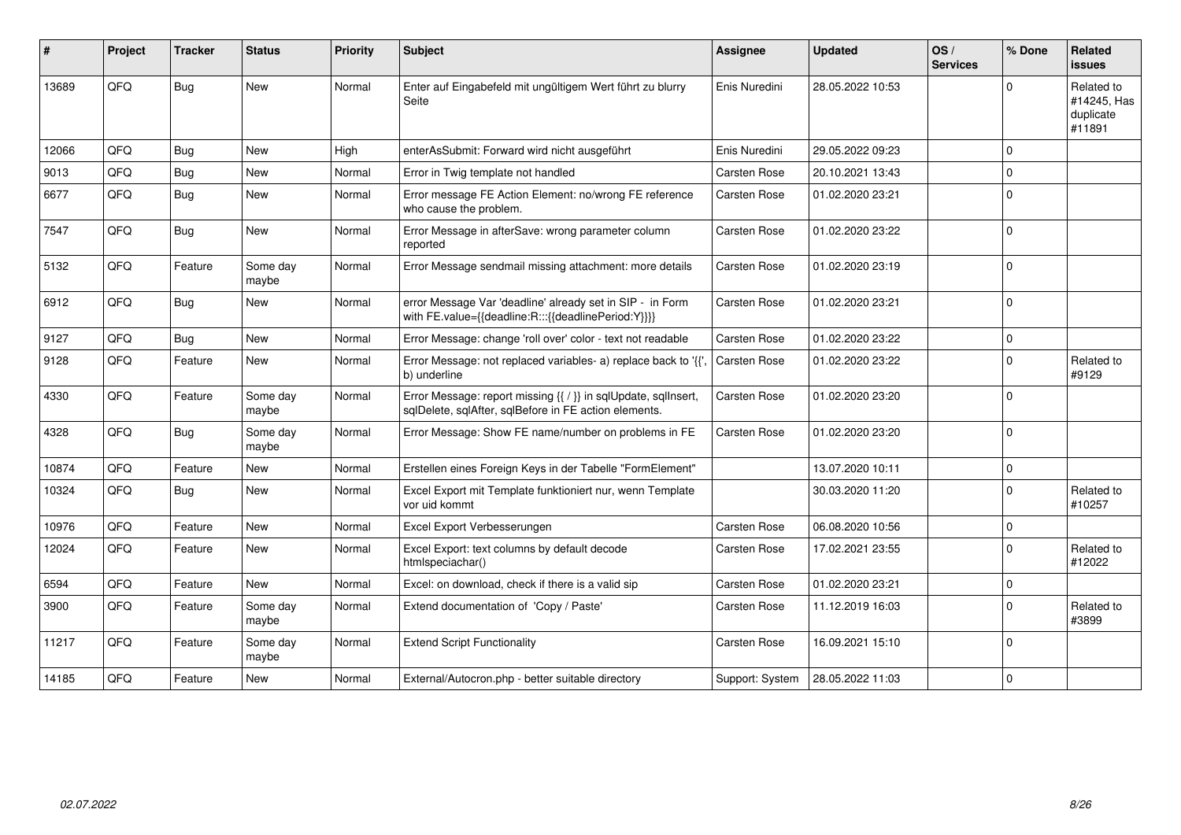| # | Project | Tracker | Status | Priority | Subject | Assignee | Updated | OS / Services | % Done | Related issues |
|---|---|---|---|---|---|---|---|---|---|---|
| 13689 | QFQ | Bug | New | Normal | Enter auf Eingabefeld mit ungültigem Wert führt zu blurry Seite | Enis Nuredini | 28.05.2022 10:53 | | 0 | Related to #14245, Has duplicate #11891 |
| 12066 | QFQ | Bug | New | High | enterAsSubmit: Forward wird nicht ausgeführt | Enis Nuredini | 29.05.2022 09:23 | | 0 | |
| 9013 | QFQ | Bug | New | Normal | Error in Twig template not handled | Carsten Rose | 20.10.2021 13:43 | | 0 | |
| 6677 | QFQ | Bug | New | Normal | Error message FE Action Element: no/wrong FE reference who cause the problem. | Carsten Rose | 01.02.2020 23:21 | | 0 | |
| 7547 | QFQ | Bug | New | Normal | Error Message in afterSave: wrong parameter column reported | Carsten Rose | 01.02.2020 23:22 | | 0 | |
| 5132 | QFQ | Feature | Some day maybe | Normal | Error Message sendmail missing attachment: more details | Carsten Rose | 01.02.2020 23:19 | | 0 | |
| 6912 | QFQ | Bug | New | Normal | error Message Var 'deadline' already set in SIP - in Form with FE.value={{deadline:R:::{{deadlinePeriod:Y}}}} | Carsten Rose | 01.02.2020 23:21 | | 0 | |
| 9127 | QFQ | Bug | New | Normal | Error Message: change 'roll over' color - text not readable | Carsten Rose | 01.02.2020 23:22 | | 0 | |
| 9128 | QFQ | Feature | New | Normal | Error Message: not replaced variables- a) replace back to '{{', b) underline | Carsten Rose | 01.02.2020 23:22 | | 0 | Related to #9129 |
| 4330 | QFQ | Feature | Some day maybe | Normal | Error Message: report missing {{ / }} in sqlUpdate, sqlInsert, sqlDelete, sqlAfter, sqlBefore in FE action elements. | Carsten Rose | 01.02.2020 23:20 | | 0 | |
| 4328 | QFQ | Bug | Some day maybe | Normal | Error Message: Show FE name/number on problems in FE | Carsten Rose | 01.02.2020 23:20 | | 0 | |
| 10874 | QFQ | Feature | New | Normal | Erstellen eines Foreign Keys in der Tabelle "FormElement" | | 13.07.2020 10:11 | | 0 | |
| 10324 | QFQ | Bug | New | Normal | Excel Export mit Template funktioniert nur, wenn Template vor uid kommt | | 30.03.2020 11:20 | | 0 | Related to #10257 |
| 10976 | QFQ | Feature | New | Normal | Excel Export Verbesserungen | Carsten Rose | 06.08.2020 10:56 | | 0 | |
| 12024 | QFQ | Feature | New | Normal | Excel Export: text columns by default decode htmlspeciachar() | Carsten Rose | 17.02.2021 23:55 | | 0 | Related to #12022 |
| 6594 | QFQ | Feature | New | Normal | Excel: on download, check if there is a valid sip | Carsten Rose | 01.02.2020 23:21 | | 0 | |
| 3900 | QFQ | Feature | Some day maybe | Normal | Extend documentation of 'Copy / Paste' | Carsten Rose | 11.12.2019 16:03 | | 0 | Related to #3899 |
| 11217 | QFQ | Feature | Some day maybe | Normal | Extend Script Functionality | Carsten Rose | 16.09.2021 15:10 | | 0 | |
| 14185 | QFQ | Feature | New | Normal | External/Autocron.php - better suitable directory | Support: System | 28.05.2022 11:03 | | 0 | |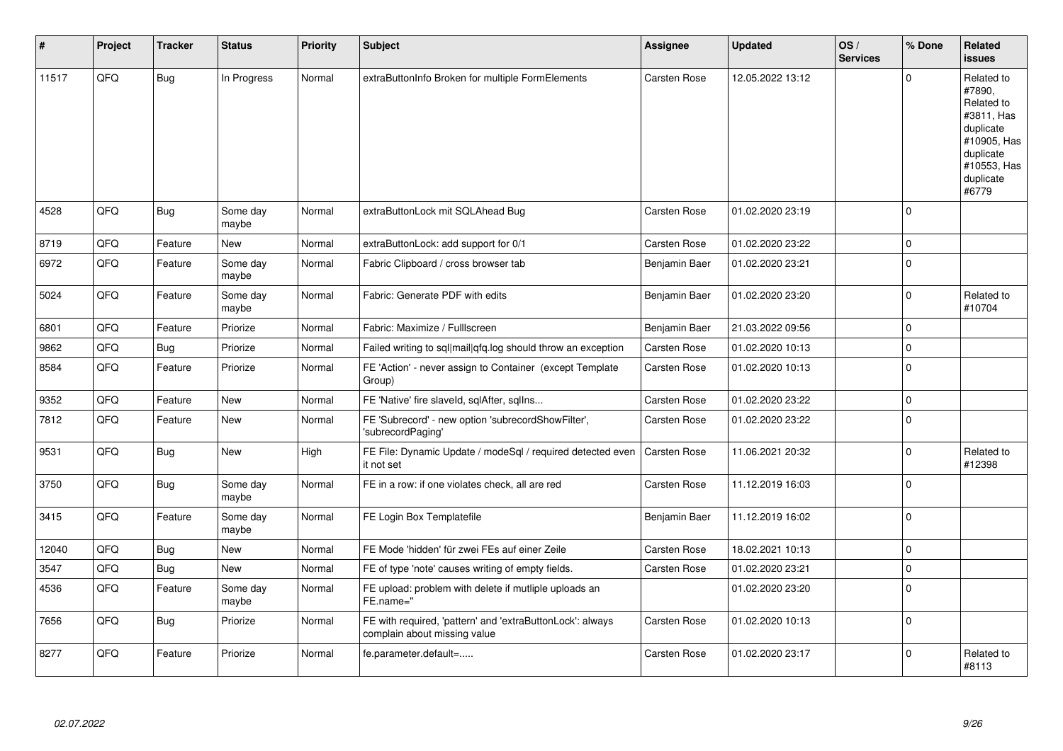| # | Project | Tracker | Status | Priority | Subject | Assignee | Updated | OS / Services | % Done | Related issues |
|---|---|---|---|---|---|---|---|---|---|---|
| 11517 | QFQ | Bug | In Progress | Normal | extraButtonInfo Broken for multiple FormElements | Carsten Rose | 12.05.2022 13:12 | | 0 | Related to #7890, Related to #3811, Has duplicate #10905, Has duplicate #10553, Has duplicate #6779 |
| 4528 | QFQ | Bug | Some day maybe | Normal | extraButtonLock mit SQLAhead Bug | Carsten Rose | 01.02.2020 23:19 | | 0 | |
| 8719 | QFQ | Feature | New | Normal | extraButtonLock: add support for 0/1 | Carsten Rose | 01.02.2020 23:22 | | 0 | |
| 6972 | QFQ | Feature | Some day maybe | Normal | Fabric Clipboard / cross browser tab | Benjamin Baer | 01.02.2020 23:21 | | 0 | |
| 5024 | QFQ | Feature | Some day maybe | Normal | Fabric: Generate PDF with edits | Benjamin Baer | 01.02.2020 23:20 | | 0 | Related to #10704 |
| 6801 | QFQ | Feature | Priorize | Normal | Fabric: Maximize / Fulllscreen | Benjamin Baer | 21.03.2022 09:56 | | 0 | |
| 9862 | QFQ | Bug | Priorize | Normal | Failed writing to sql\|mail\|qfq.log should throw an exception | Carsten Rose | 01.02.2020 10:13 | | 0 | |
| 8584 | QFQ | Feature | Priorize | Normal | FE 'Action' - never assign to Container (except Template Group) | Carsten Rose | 01.02.2020 10:13 | | 0 | |
| 9352 | QFQ | Feature | New | Normal | FE 'Native' fire slaveld, sqlAfter, sqlIns... | Carsten Rose | 01.02.2020 23:22 | | 0 | |
| 7812 | QFQ | Feature | New | Normal | FE 'Subrecord' - new option 'subrecordShowFilter', 'subrecordPaging' | Carsten Rose | 01.02.2020 23:22 | | 0 | |
| 9531 | QFQ | Bug | New | High | FE File: Dynamic Update / modeSql / required detected even it not set | Carsten Rose | 11.06.2021 20:32 | | 0 | Related to #12398 |
| 3750 | QFQ | Bug | Some day maybe | Normal | FE in a row: if one violates check, all are red | Carsten Rose | 11.12.2019 16:03 | | 0 | |
| 3415 | QFQ | Feature | Some day maybe | Normal | FE Login Box Templatefile | Benjamin Baer | 11.12.2019 16:02 | | 0 | |
| 12040 | QFQ | Bug | New | Normal | FE Mode 'hidden' für zwei FEs auf einer Zeile | Carsten Rose | 18.02.2021 10:13 | | 0 | |
| 3547 | QFQ | Bug | New | Normal | FE of type 'note' causes writing of empty fields. | Carsten Rose | 01.02.2020 23:21 | | 0 | |
| 4536 | QFQ | Feature | Some day maybe | Normal | FE upload: problem with delete if mutliple uploads an FE.name=" | | 01.02.2020 23:20 | | 0 | |
| 7656 | QFQ | Bug | Priorize | Normal | FE with required, 'pattern' and 'extraButtonLock': always complain about missing value | Carsten Rose | 01.02.2020 10:13 | | 0 | |
| 8277 | QFQ | Feature | Priorize | Normal | fe.parameter.default=..... | Carsten Rose | 01.02.2020 23:17 | | 0 | Related to #8113 |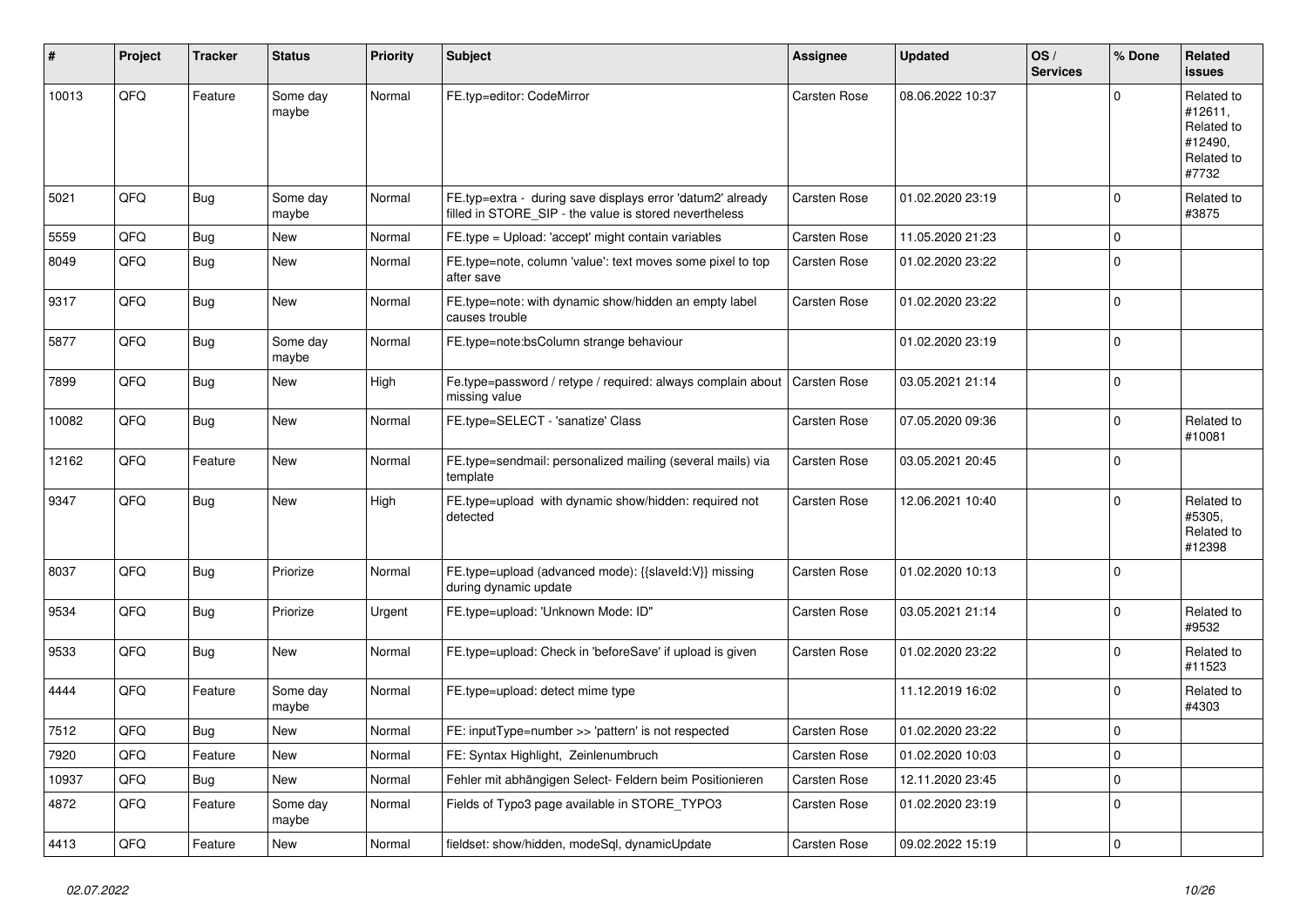| # | Project | Tracker | Status | Priority | Subject | Assignee | Updated | OS / Services | % Done | Related issues |
|---|---|---|---|---|---|---|---|---|---|---|
| 10013 | QFQ | Feature | Some day maybe | Normal | FE.typ=editor: CodeMirror | Carsten Rose | 08.06.2022 10:37 | | 0 | Related to #12611, Related to #12490, Related to #7732 |
| 5021 | QFQ | Bug | Some day maybe | Normal | FE.typ=extra - during save displays error 'datum2' already filled in STORE_SIP - the value is stored nevertheless | Carsten Rose | 01.02.2020 23:19 | | 0 | Related to #3875 |
| 5559 | QFQ | Bug | New | Normal | FE.type = Upload: 'accept' might contain variables | Carsten Rose | 11.05.2020 21:23 | | 0 | |
| 8049 | QFQ | Bug | New | Normal | FE.type=note, column 'value': text moves some pixel to top after save | Carsten Rose | 01.02.2020 23:22 | | 0 | |
| 9317 | QFQ | Bug | New | Normal | FE.type=note: with dynamic show/hidden an empty label causes trouble | Carsten Rose | 01.02.2020 23:22 | | 0 | |
| 5877 | QFQ | Bug | Some day maybe | Normal | FE.type=note:bsColumn strange behaviour | | 01.02.2020 23:19 | | 0 | |
| 7899 | QFQ | Bug | New | High | Fe.type=password / retype / required: always complain about missing value | Carsten Rose | 03.05.2021 21:14 | | 0 | |
| 10082 | QFQ | Bug | New | Normal | FE.type=SELECT - 'sanatize' Class | Carsten Rose | 07.05.2020 09:36 | | 0 | Related to #10081 |
| 12162 | QFQ | Feature | New | Normal | FE.type=sendmail: personalized mailing (several mails) via template | Carsten Rose | 03.05.2021 20:45 | | 0 | |
| 9347 | QFQ | Bug | New | High | FE.type=upload with dynamic show/hidden: required not detected | Carsten Rose | 12.06.2021 10:40 | | 0 | Related to #5305, Related to #12398 |
| 8037 | QFQ | Bug | Priorize | Normal | FE.type=upload (advanced mode): {{slaveId:V}} missing during dynamic update | Carsten Rose | 01.02.2020 10:13 | | 0 | |
| 9534 | QFQ | Bug | Priorize | Urgent | FE.type=upload: 'Unknown Mode: ID" | Carsten Rose | 03.05.2021 21:14 | | 0 | Related to #9532 |
| 9533 | QFQ | Bug | New | Normal | FE.type=upload: Check in 'beforeSave' if upload is given | Carsten Rose | 01.02.2020 23:22 | | 0 | Related to #11523 |
| 4444 | QFQ | Feature | Some day maybe | Normal | FE.type=upload: detect mime type | | 11.12.2019 16:02 | | 0 | Related to #4303 |
| 7512 | QFQ | Bug | New | Normal | FE: inputType=number >> 'pattern' is not respected | Carsten Rose | 01.02.2020 23:22 | | 0 | |
| 7920 | QFQ | Feature | New | Normal | FE: Syntax Highlight, Zeinlenumbruch | Carsten Rose | 01.02.2020 10:03 | | 0 | |
| 10937 | QFQ | Bug | New | Normal | Fehler mit abhängigen Select- Feldern beim Positionieren | Carsten Rose | 12.11.2020 23:45 | | 0 | |
| 4872 | QFQ | Feature | Some day maybe | Normal | Fields of Typo3 page available in STORE_TYPO3 | Carsten Rose | 01.02.2020 23:19 | | 0 | |
| 4413 | QFQ | Feature | New | Normal | fieldset: show/hidden, modeSql, dynamicUpdate | Carsten Rose | 09.02.2022 15:19 | | 0 | |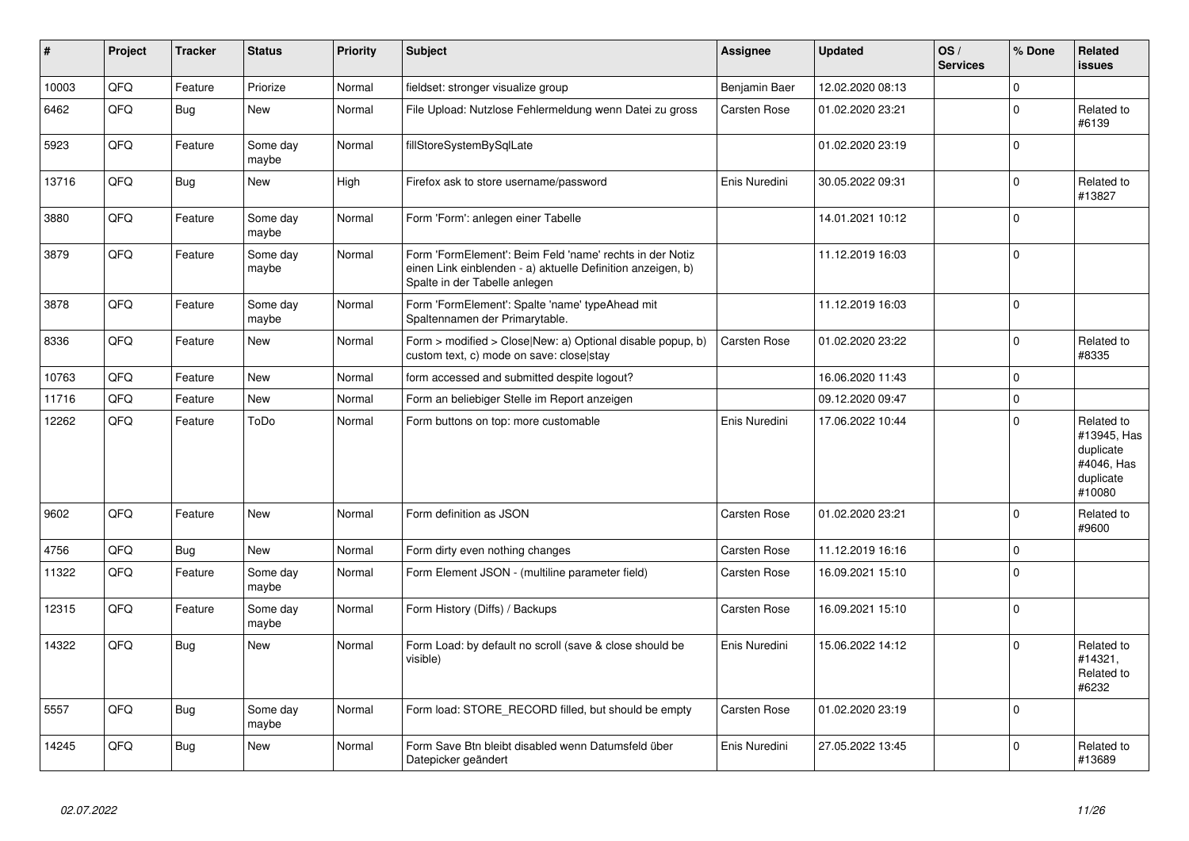| # | Project | Tracker | Status | Priority | Subject | Assignee | Updated | OS / Services | % Done | Related issues |
|---|---|---|---|---|---|---|---|---|---|---|
| 10003 | QFQ | Feature | Priorize | Normal | fieldset: stronger visualize group | Benjamin Baer | 12.02.2020 08:13 | | 0 | |
| 6462 | QFQ | Bug | New | Normal | File Upload: Nutzlose Fehlermeldung wenn Datei zu gross | Carsten Rose | 01.02.2020 23:21 | | 0 | Related to #6139 |
| 5923 | QFQ | Feature | Some day maybe | Normal | fillStoreSystemBySqlLate | | 01.02.2020 23:19 | | 0 | |
| 13716 | QFQ | Bug | New | High | Firefox ask to store username/password | Enis Nuredini | 30.05.2022 09:31 | | 0 | Related to #13827 |
| 3880 | QFQ | Feature | Some day maybe | Normal | Form 'Form': anlegen einer Tabelle | | 14.01.2021 10:12 | | 0 | |
| 3879 | QFQ | Feature | Some day maybe | Normal | Form 'FormElement': Beim Feld 'name' rechts in der Notiz einen Link einblenden - a) aktuelle Definition anzeigen, b) Spalte in der Tabelle anlegen | | 11.12.2019 16:03 | | 0 | |
| 3878 | QFQ | Feature | Some day maybe | Normal | Form 'FormElement': Spalte 'name' typeAhead mit Spaltennamen der Primarytable. | | 11.12.2019 16:03 | | 0 | |
| 8336 | QFQ | Feature | New | Normal | Form > modified > Close\|New: a) Optional disable popup, b) custom text, c) mode on save: close\|stay | Carsten Rose | 01.02.2020 23:22 | | 0 | Related to #8335 |
| 10763 | QFQ | Feature | New | Normal | form accessed and submitted despite logout? | | 16.06.2020 11:43 | | 0 | |
| 11716 | QFQ | Feature | New | Normal | Form an beliebiger Stelle im Report anzeigen | | 09.12.2020 09:47 | | 0 | |
| 12262 | QFQ | Feature | ToDo | Normal | Form buttons on top: more customable | Enis Nuredini | 17.06.2022 10:44 | | 0 | Related to #13945, Has duplicate #4046, Has duplicate #10080 |
| 9602 | QFQ | Feature | New | Normal | Form definition as JSON | Carsten Rose | 01.02.2020 23:21 | | 0 | Related to #9600 |
| 4756 | QFQ | Bug | New | Normal | Form dirty even nothing changes | Carsten Rose | 11.12.2019 16:16 | | 0 | |
| 11322 | QFQ | Feature | Some day maybe | Normal | Form Element JSON - (multiline parameter field) | Carsten Rose | 16.09.2021 15:10 | | 0 | |
| 12315 | QFQ | Feature | Some day maybe | Normal | Form History (Diffs) / Backups | Carsten Rose | 16.09.2021 15:10 | | 0 | |
| 14322 | QFQ | Bug | New | Normal | Form Load: by default no scroll (save & close should be visible) | Enis Nuredini | 15.06.2022 14:12 | | 0 | Related to #14321, Related to #6232 |
| 5557 | QFQ | Bug | Some day maybe | Normal | Form load: STORE_RECORD filled, but should be empty | Carsten Rose | 01.02.2020 23:19 | | 0 | |
| 14245 | QFQ | Bug | New | Normal | Form Save Btn bleibt disabled wenn Datumsfeld über Datepicker geändert | Enis Nuredini | 27.05.2022 13:45 | | 0 | Related to #13689 |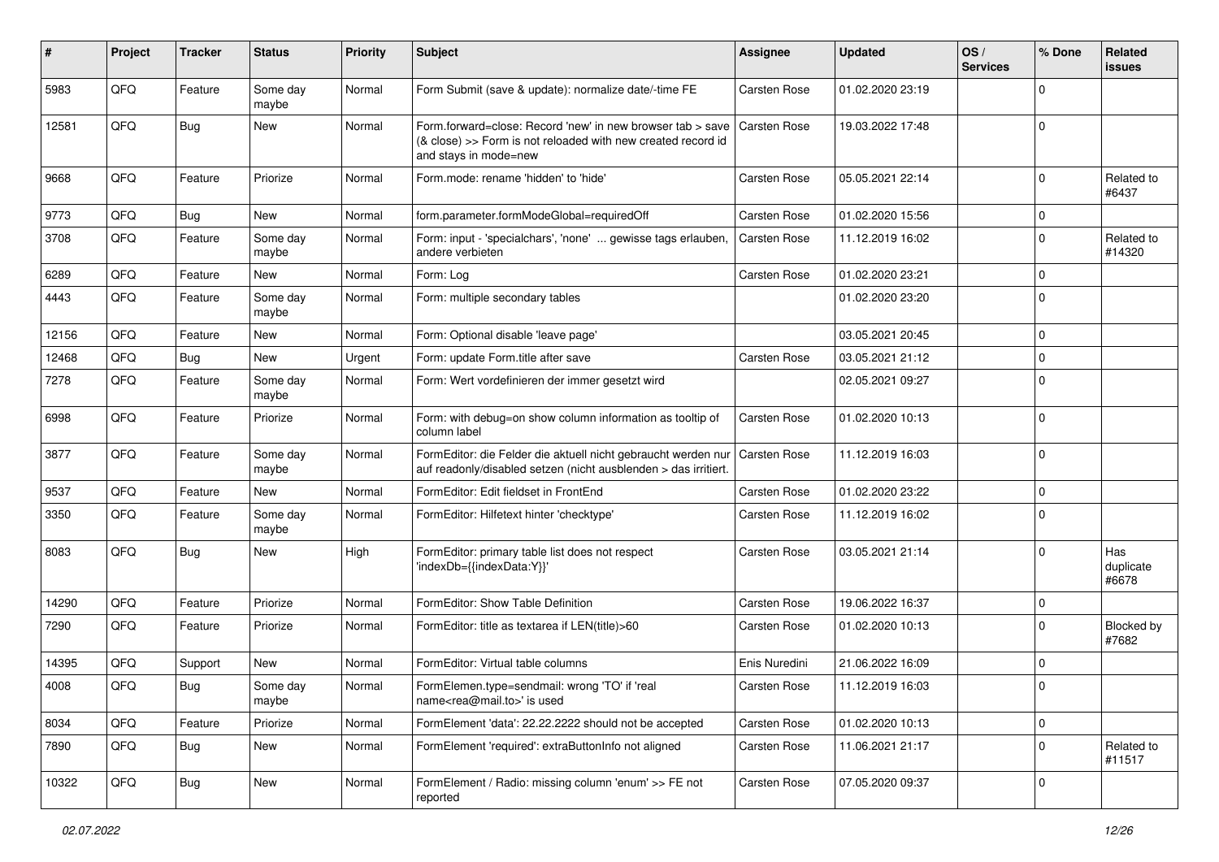| # | Project | Tracker | Status | Priority | Subject | Assignee | Updated | OS / Services | % Done | Related issues |
|---|---|---|---|---|---|---|---|---|---|---|
| 5983 | QFQ | Feature | Some day maybe | Normal | Form Submit (save & update): normalize date/-time FE | Carsten Rose | 01.02.2020 23:19 | | 0 | |
| 12581 | QFQ | Bug | New | Normal | Form.forward=close: Record 'new' in new browser tab > save (& close) >> Form is not reloaded with new created record id and stays in mode=new | Carsten Rose | 19.03.2022 17:48 | | 0 | |
| 9668 | QFQ | Feature | Priorize | Normal | Form.mode: rename 'hidden' to 'hide' | Carsten Rose | 05.05.2021 22:14 | | 0 | Related to #6437 |
| 9773 | QFQ | Bug | New | Normal | form.parameter.formModeGlobal=requiredOff | Carsten Rose | 01.02.2020 15:56 | | 0 | |
| 3708 | QFQ | Feature | Some day maybe | Normal | Form: input - 'specialchars', 'none' ... gewisse tags erlauben, andere verbieten | Carsten Rose | 11.12.2019 16:02 | | 0 | Related to #14320 |
| 6289 | QFQ | Feature | New | Normal | Form: Log | Carsten Rose | 01.02.2020 23:21 | | 0 | |
| 4443 | QFQ | Feature | Some day maybe | Normal | Form: multiple secondary tables | | 01.02.2020 23:20 | | 0 | |
| 12156 | QFQ | Feature | New | Normal | Form: Optional disable 'leave page' | | 03.05.2021 20:45 | | 0 | |
| 12468 | QFQ | Bug | New | Urgent | Form: update Form.title after save | Carsten Rose | 03.05.2021 21:12 | | 0 | |
| 7278 | QFQ | Feature | Some day maybe | Normal | Form: Wert vordefinieren der immer gesetzt wird | | 02.05.2021 09:27 | | 0 | |
| 6998 | QFQ | Feature | Priorize | Normal | Form: with debug=on show column information as tooltip of column label | Carsten Rose | 01.02.2020 10:13 | | 0 | |
| 3877 | QFQ | Feature | Some day maybe | Normal | FormEditor: die Felder die aktuell nicht gebraucht werden nur auf readonly/disabled setzen (nicht ausblenden > das irritiert. | Carsten Rose | 11.12.2019 16:03 | | 0 | |
| 9537 | QFQ | Feature | New | Normal | FormEditor: Edit fieldset in FrontEnd | Carsten Rose | 01.02.2020 23:22 | | 0 | |
| 3350 | QFQ | Feature | Some day maybe | Normal | FormEditor: Hilfetext hinter 'checktype' | Carsten Rose | 11.12.2019 16:02 | | 0 | |
| 8083 | QFQ | Bug | New | High | FormEditor: primary table list does not respect 'indexDb={{indexData:Y}}' | Carsten Rose | 03.05.2021 21:14 | | 0 | Has duplicate #6678 |
| 14290 | QFQ | Feature | Priorize | Normal | FormEditor: Show Table Definition | Carsten Rose | 19.06.2022 16:37 | | 0 | |
| 7290 | QFQ | Feature | Priorize | Normal | FormEditor: title as textarea if LEN(title)>60 | Carsten Rose | 01.02.2020 10:13 | | 0 | Blocked by #7682 |
| 14395 | QFQ | Support | New | Normal | FormEditor: Virtual table columns | Enis Nuredini | 21.06.2022 16:09 | | 0 | |
| 4008 | QFQ | Bug | Some day maybe | Normal | FormElemen.type=sendmail: wrong 'TO' if 'real name<rea@mail.to>' is used | Carsten Rose | 11.12.2019 16:03 | | 0 | |
| 8034 | QFQ | Feature | Priorize | Normal | FormElement 'data': 22.22.2222 should not be accepted | Carsten Rose | 01.02.2020 10:13 | | 0 | |
| 7890 | QFQ | Bug | New | Normal | FormElement 'required': extraButtonInfo not aligned | Carsten Rose | 11.06.2021 21:17 | | 0 | Related to #11517 |
| 10322 | QFQ | Bug | New | Normal | FormElement / Radio: missing column 'enum' >> FE not reported | Carsten Rose | 07.05.2020 09:37 | | 0 | |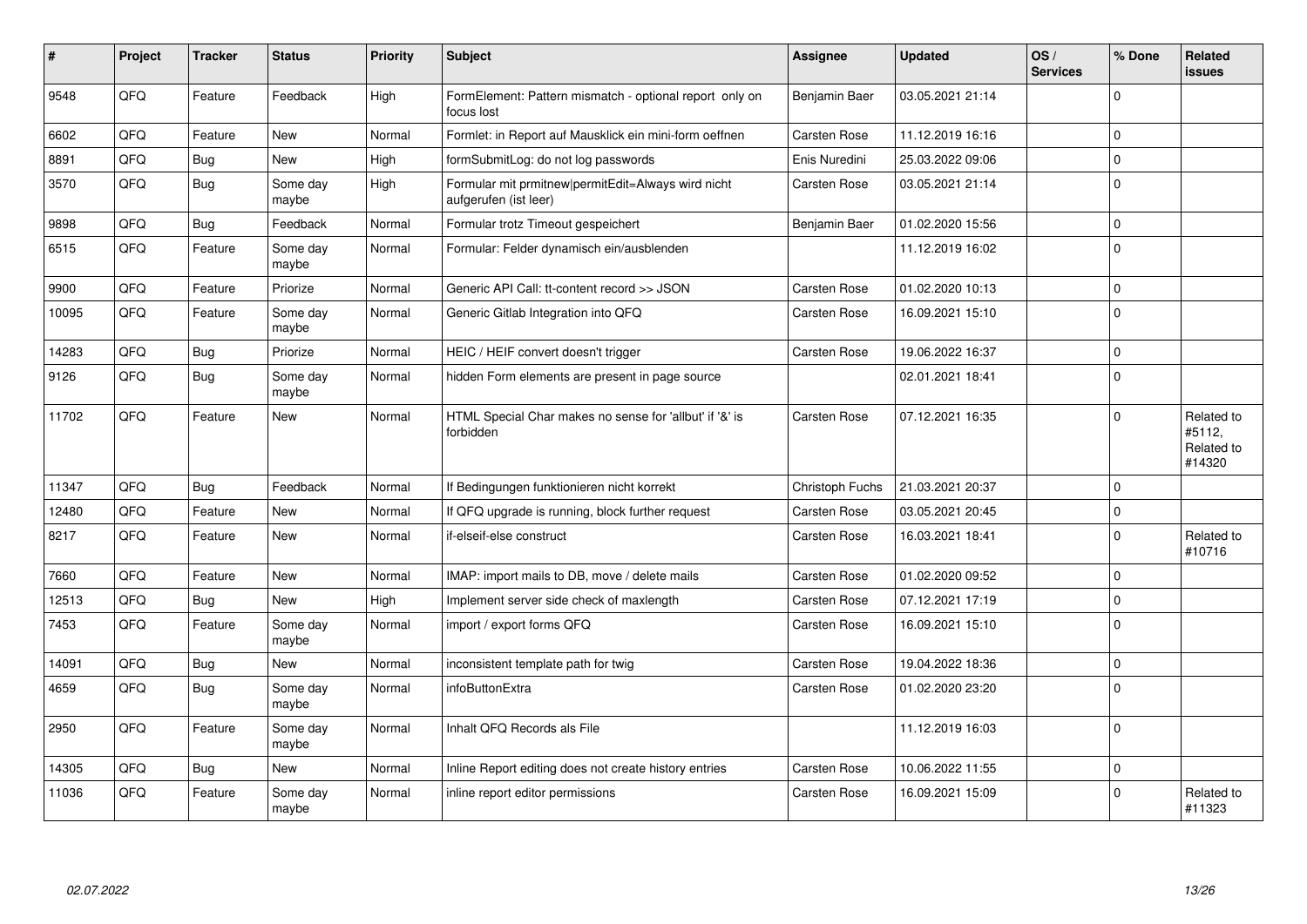| # | Project | Tracker | Status | Priority | Subject | Assignee | Updated | OS / Services | % Done | Related issues |
|---|---|---|---|---|---|---|---|---|---|---|
| 9548 | QFQ | Feature | Feedback | High | FormElement: Pattern mismatch - optional report only on focus lost | Benjamin Baer | 03.05.2021 21:14 | | 0 | |
| 6602 | QFQ | Feature | New | Normal | Formlet: in Report auf Mausklick ein mini-form oeffnen | Carsten Rose | 11.12.2019 16:16 | | 0 | |
| 8891 | QFQ | Bug | New | High | formSubmitLog: do not log passwords | Enis Nuredini | 25.03.2022 09:06 | | 0 | |
| 3570 | QFQ | Bug | Some day maybe | High | Formular mit prmitnew\|permitEdit=Always wird nicht aufgerufen (ist leer) | Carsten Rose | 03.05.2021 21:14 | | 0 | |
| 9898 | QFQ | Bug | Feedback | Normal | Formular trotz Timeout gespeichert | Benjamin Baer | 01.02.2020 15:56 | | 0 | |
| 6515 | QFQ | Feature | Some day maybe | Normal | Formular: Felder dynamisch ein/ausblenden | | 11.12.2019 16:02 | | 0 | |
| 9900 | QFQ | Feature | Priorize | Normal | Generic API Call: tt-content record >> JSON | Carsten Rose | 01.02.2020 10:13 | | 0 | |
| 10095 | QFQ | Feature | Some day maybe | Normal | Generic Gitlab Integration into QFQ | Carsten Rose | 16.09.2021 15:10 | | 0 | |
| 14283 | QFQ | Bug | Priorize | Normal | HEIC / HEIF convert doesn't trigger | Carsten Rose | 19.06.2022 16:37 | | 0 | |
| 9126 | QFQ | Bug | Some day maybe | Normal | hidden Form elements are present in page source | | 02.01.2021 18:41 | | 0 | |
| 11702 | QFQ | Feature | New | Normal | HTML Special Char makes no sense for 'allbut' if '&' is forbidden | Carsten Rose | 07.12.2021 16:35 | | 0 | Related to #5112, Related to #14320 |
| 11347 | QFQ | Bug | Feedback | Normal | If Bedingungen funktionieren nicht korrekt | Christoph Fuchs | 21.03.2021 20:37 | | 0 | |
| 12480 | QFQ | Feature | New | Normal | If QFQ upgrade is running, block further request | Carsten Rose | 03.05.2021 20:45 | | 0 | |
| 8217 | QFQ | Feature | New | Normal | if-elseif-else construct | Carsten Rose | 16.03.2021 18:41 | | 0 | Related to #10716 |
| 7660 | QFQ | Feature | New | Normal | IMAP: import mails to DB, move / delete mails | Carsten Rose | 01.02.2020 09:52 | | 0 | |
| 12513 | QFQ | Bug | New | High | Implement server side check of maxlength | Carsten Rose | 07.12.2021 17:19 | | 0 | |
| 7453 | QFQ | Feature | Some day maybe | Normal | import / export forms QFQ | Carsten Rose | 16.09.2021 15:10 | | 0 | |
| 14091 | QFQ | Bug | New | Normal | inconsistent template path for twig | Carsten Rose | 19.04.2022 18:36 | | 0 | |
| 4659 | QFQ | Bug | Some day maybe | Normal | infoButtonExtra | Carsten Rose | 01.02.2020 23:20 | | 0 | |
| 2950 | QFQ | Feature | Some day maybe | Normal | Inhalt QFQ Records als File | | 11.12.2019 16:03 | | 0 | |
| 14305 | QFQ | Bug | New | Normal | Inline Report editing does not create history entries | Carsten Rose | 10.06.2022 11:55 | | 0 | |
| 11036 | QFQ | Feature | Some day maybe | Normal | inline report editor permissions | Carsten Rose | 16.09.2021 15:09 | | 0 | Related to #11323 |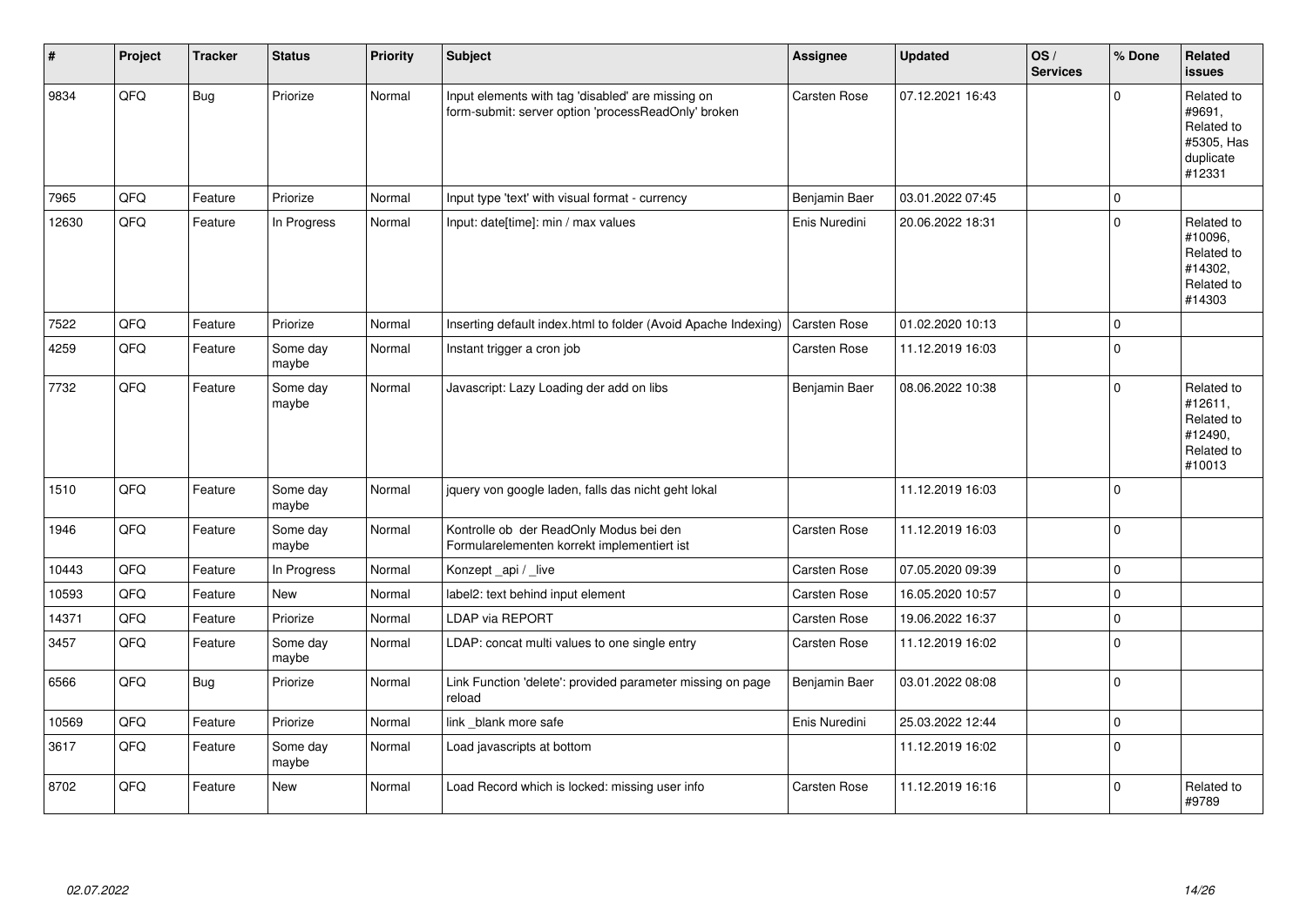| # | Project | Tracker | Status | Priority | Subject | Assignee | Updated | OS / Services | % Done | Related issues |
|---|---|---|---|---|---|---|---|---|---|---|
| 9834 | QFQ | Bug | Priorize | Normal | Input elements with tag 'disabled' are missing on form-submit: server option 'processReadOnly' broken | Carsten Rose | 07.12.2021 16:43 | | 0 | Related to #9691, Related to #5305, Has duplicate #12331 |
| 7965 | QFQ | Feature | Priorize | Normal | Input type 'text' with visual format - currency | Benjamin Baer | 03.01.2022 07:45 | | 0 | |
| 12630 | QFQ | Feature | In Progress | Normal | Input: date[time]: min / max values | Enis Nuredini | 20.06.2022 18:31 | | 0 | Related to #10096, Related to #14302, Related to #14303 |
| 7522 | QFQ | Feature | Priorize | Normal | Inserting default index.html to folder (Avoid Apache Indexing) | Carsten Rose | 01.02.2020 10:13 | | 0 | |
| 4259 | QFQ | Feature | Some day maybe | Normal | Instant trigger a cron job | Carsten Rose | 11.12.2019 16:03 | | 0 | |
| 7732 | QFQ | Feature | Some day maybe | Normal | Javascript: Lazy Loading der add on libs | Benjamin Baer | 08.06.2022 10:38 | | 0 | Related to #12611, Related to #12490, Related to #10013 |
| 1510 | QFQ | Feature | Some day maybe | Normal | jquery von google laden, falls das nicht geht lokal | | 11.12.2019 16:03 | | 0 | |
| 1946 | QFQ | Feature | Some day maybe | Normal | Kontrolle ob der ReadOnly Modus bei den Formularelementen korrekt implementiert ist | Carsten Rose | 11.12.2019 16:03 | | 0 | |
| 10443 | QFQ | Feature | In Progress | Normal | Konzept _api / _live | Carsten Rose | 07.05.2020 09:39 | | 0 | |
| 10593 | QFQ | Feature | New | Normal | label2: text behind input element | Carsten Rose | 16.05.2020 10:57 | | 0 | |
| 14371 | QFQ | Feature | Priorize | Normal | LDAP via REPORT | Carsten Rose | 19.06.2022 16:37 | | 0 | |
| 3457 | QFQ | Feature | Some day maybe | Normal | LDAP: concat multi values to one single entry | Carsten Rose | 11.12.2019 16:02 | | 0 | |
| 6566 | QFQ | Bug | Priorize | Normal | Link Function 'delete': provided parameter missing on page reload | Benjamin Baer | 03.01.2022 08:08 | | 0 | |
| 10569 | QFQ | Feature | Priorize | Normal | link _blank more safe | Enis Nuredini | 25.03.2022 12:44 | | 0 | |
| 3617 | QFQ | Feature | Some day maybe | Normal | Load javascripts at bottom | | 11.12.2019 16:02 | | 0 | |
| 8702 | QFQ | Feature | New | Normal | Load Record which is locked: missing user info | Carsten Rose | 11.12.2019 16:16 | | 0 | Related to #9789 |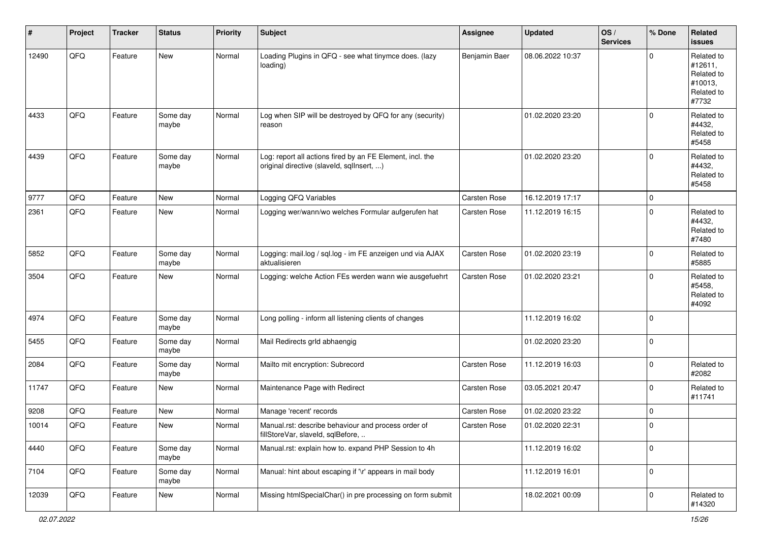| # | Project | Tracker | Status | Priority | Subject | Assignee | Updated | OS / Services | % Done | Related issues |
|---|---|---|---|---|---|---|---|---|---|---|
| 12490 | QFQ | Feature | New | Normal | Loading Plugins in QFQ - see what tinymce does. (lazy loading) | Benjamin Baer | 08.06.2022 10:37 | | 0 | Related to #12611, Related to #10013, Related to #7732 |
| 4433 | QFQ | Feature | Some day maybe | Normal | Log when SIP will be destroyed by QFQ for any (security) reason | | 01.02.2020 23:20 | | 0 | Related to #4432, Related to #5458 |
| 4439 | QFQ | Feature | Some day maybe | Normal | Log: report all actions fired by an FE Element, incl. the original directive (slaveId, sqlInsert, ...) | | 01.02.2020 23:20 | | 0 | Related to #4432, Related to #5458 |
| 9777 | QFQ | Feature | New | Normal | Logging QFQ Variables | Carsten Rose | 16.12.2019 17:17 | | 0 | |
| 2361 | QFQ | Feature | New | Normal | Logging wer/wann/wo welches Formular aufgerufen hat | Carsten Rose | 11.12.2019 16:15 | | 0 | Related to #4432, Related to #7480 |
| 5852 | QFQ | Feature | Some day maybe | Normal | Logging: mail.log / sql.log - im FE anzeigen und via AJAX aktualisieren | Carsten Rose | 01.02.2020 23:19 | | 0 | Related to #5885 |
| 3504 | QFQ | Feature | New | Normal | Logging: welche Action FEs werden wann wie ausgefuehrt | Carsten Rose | 01.02.2020 23:21 | | 0 | Related to #5458, Related to #4092 |
| 4974 | QFQ | Feature | Some day maybe | Normal | Long polling - inform all listening clients of changes | | 11.12.2019 16:02 | | 0 | |
| 5455 | QFQ | Feature | Some day maybe | Normal | Mail Redirects grId abhaengig | | 01.02.2020 23:20 | | 0 | |
| 2084 | QFQ | Feature | Some day maybe | Normal | Mailto mit encryption: Subrecord | Carsten Rose | 11.12.2019 16:03 | | 0 | Related to #2082 |
| 11747 | QFQ | Feature | New | Normal | Maintenance Page with Redirect | Carsten Rose | 03.05.2021 20:47 | | 0 | Related to #11741 |
| 9208 | QFQ | Feature | New | Normal | Manage 'recent' records | Carsten Rose | 01.02.2020 23:22 | | 0 | |
| 10014 | QFQ | Feature | New | Normal | Manual.rst: describe behaviour and process order of fillStoreVar, slaveId, sqlBefore, .. | Carsten Rose | 01.02.2020 22:31 | | 0 | |
| 4440 | QFQ | Feature | Some day maybe | Normal | Manual.rst: explain how to. expand PHP Session to 4h | | 11.12.2019 16:02 | | 0 | |
| 7104 | QFQ | Feature | Some day maybe | Normal | Manual: hint about escaping if '\r' appears in mail body | | 11.12.2019 16:01 | | 0 | |
| 12039 | QFQ | Feature | New | Normal | Missing htmlSpecialChar() in pre processing on form submit | | 18.02.2021 00:09 | | 0 | Related to #14320 |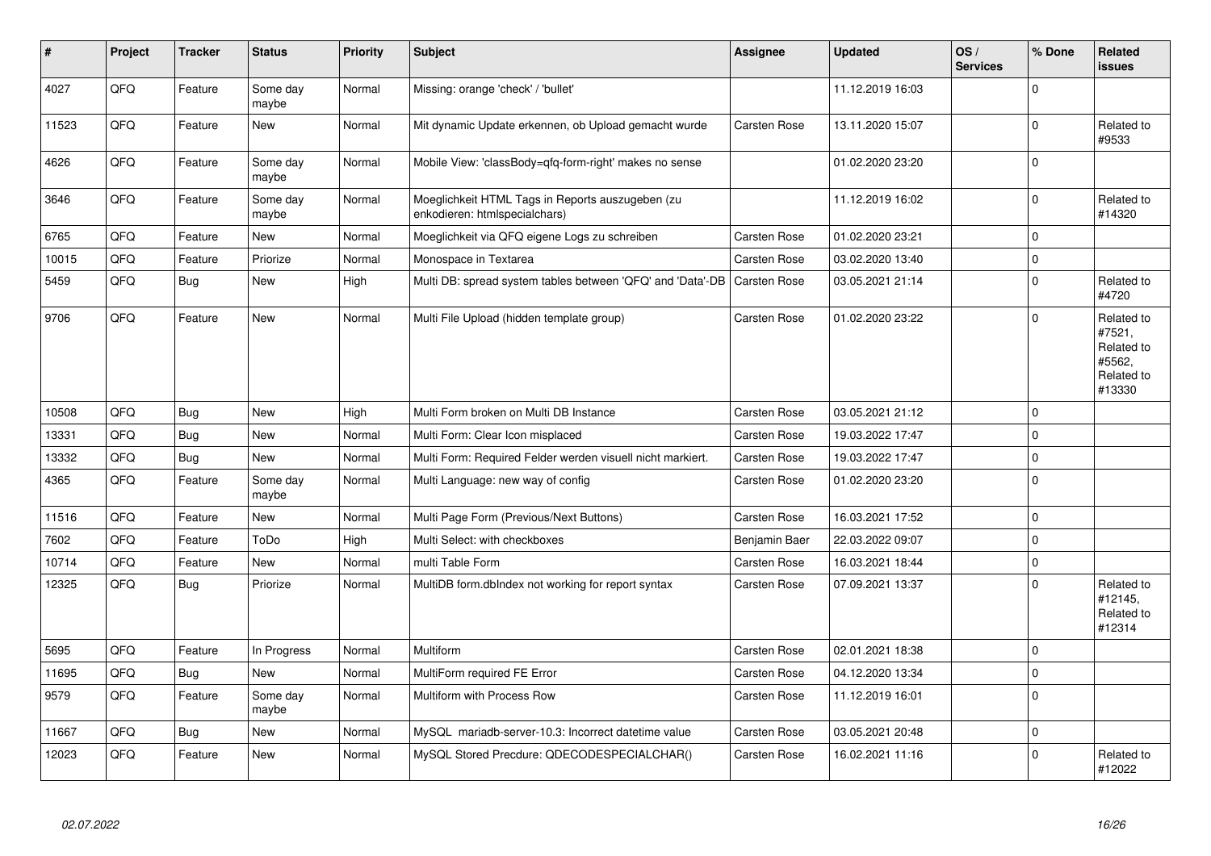| # | Project | Tracker | Status | Priority | Subject | Assignee | Updated | OS / Services | % Done | Related issues |
|---|---|---|---|---|---|---|---|---|---|---|
| 4027 | QFQ | Feature | Some day maybe | Normal | Missing: orange 'check' / 'bullet' | | 11.12.2019 16:03 | | 0 | |
| 11523 | QFQ | Feature | New | Normal | Mit dynamic Update erkennen, ob Upload gemacht wurde | Carsten Rose | 13.11.2020 15:07 | | 0 | Related to #9533 |
| 4626 | QFQ | Feature | Some day maybe | Normal | Mobile View: 'classBody=qfq-form-right' makes no sense | | 01.02.2020 23:20 | | 0 | |
| 3646 | QFQ | Feature | Some day maybe | Normal | Moeglichkeit HTML Tags in Reports auszugeben (zu enkodieren: htmlspecialchars) | | 11.12.2019 16:02 | | 0 | Related to #14320 |
| 6765 | QFQ | Feature | New | Normal | Moeglichkeit via QFQ eigene Logs zu schreiben | Carsten Rose | 01.02.2020 23:21 | | 0 | |
| 10015 | QFQ | Feature | Priorize | Normal | Monospace in Textarea | Carsten Rose | 03.02.2020 13:40 | | 0 | |
| 5459 | QFQ | Bug | New | High | Multi DB: spread system tables between 'QFQ' and 'Data'-DB | Carsten Rose | 03.05.2021 21:14 | | 0 | Related to #4720 |
| 9706 | QFQ | Feature | New | Normal | Multi File Upload (hidden template group) | Carsten Rose | 01.02.2020 23:22 | | 0 | Related to #7521, Related to #5562, Related to #13330 |
| 10508 | QFQ | Bug | New | High | Multi Form broken on Multi DB Instance | Carsten Rose | 03.05.2021 21:12 | | 0 | |
| 13331 | QFQ | Bug | New | Normal | Multi Form: Clear Icon misplaced | Carsten Rose | 19.03.2022 17:47 | | 0 | |
| 13332 | QFQ | Bug | New | Normal | Multi Form: Required Felder werden visuell nicht markiert. | Carsten Rose | 19.03.2022 17:47 | | 0 | |
| 4365 | QFQ | Feature | Some day maybe | Normal | Multi Language: new way of config | Carsten Rose | 01.02.2020 23:20 | | 0 | |
| 11516 | QFQ | Feature | New | Normal | Multi Page Form (Previous/Next Buttons) | Carsten Rose | 16.03.2021 17:52 | | 0 | |
| 7602 | QFQ | Feature | ToDo | High | Multi Select: with checkboxes | Benjamin Baer | 22.03.2022 09:07 | | 0 | |
| 10714 | QFQ | Feature | New | Normal | multi Table Form | Carsten Rose | 16.03.2021 18:44 | | 0 | |
| 12325 | QFQ | Bug | Priorize | Normal | MultiDB form.dbIndex not working for report syntax | Carsten Rose | 07.09.2021 13:37 | | 0 | Related to #12145, Related to #12314 |
| 5695 | QFQ | Feature | In Progress | Normal | Multiform | Carsten Rose | 02.01.2021 18:38 | | 0 | |
| 11695 | QFQ | Bug | New | Normal | MultiForm required FE Error | Carsten Rose | 04.12.2020 13:34 | | 0 | |
| 9579 | QFQ | Feature | Some day maybe | Normal | Multiform with Process Row | Carsten Rose | 11.12.2019 16:01 | | 0 | |
| 11667 | QFQ | Bug | New | Normal | MySQL mariadb-server-10.3: Incorrect datetime value | Carsten Rose | 03.05.2021 20:48 | | 0 | |
| 12023 | QFQ | Feature | New | Normal | MySQL Stored Precdure: QDECODESPECIALCHAR() | Carsten Rose | 16.02.2021 11:16 | | 0 | Related to #12022 |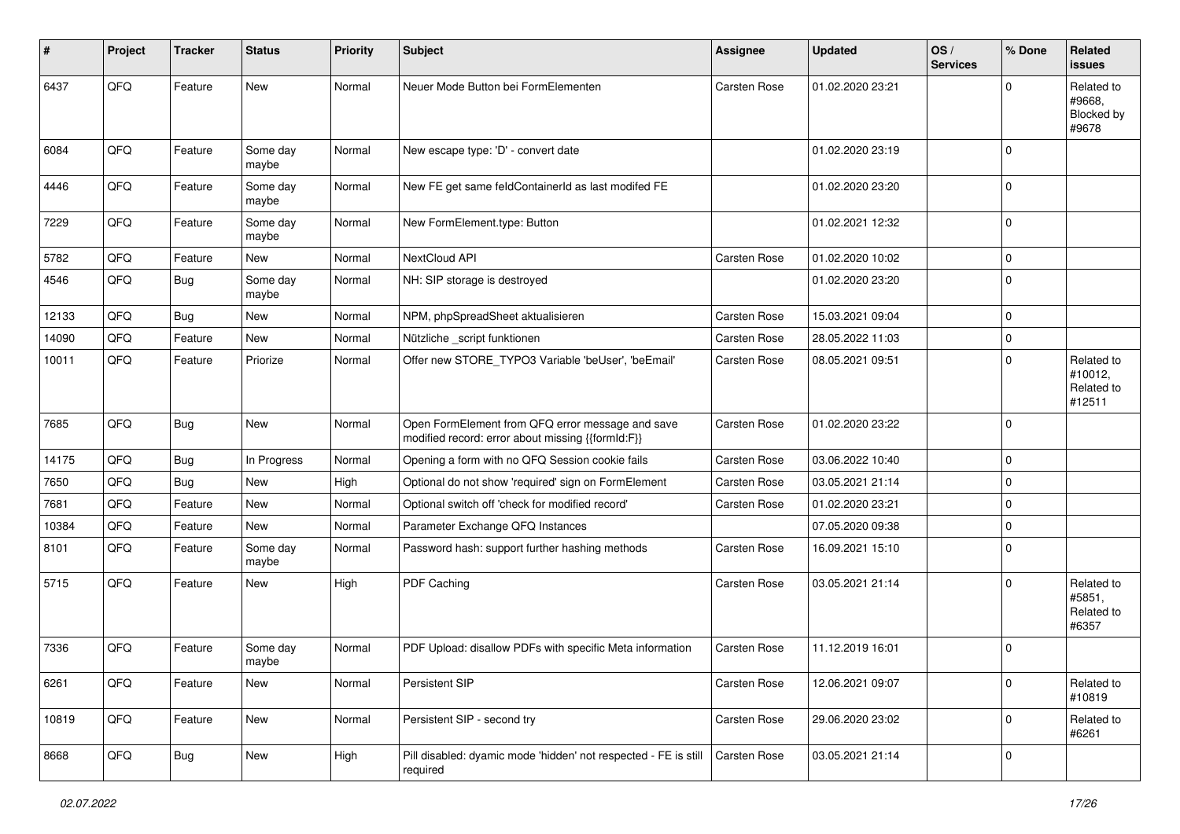| # | Project | Tracker | Status | Priority | Subject | Assignee | Updated | OS / Services | % Done | Related issues |
|---|---|---|---|---|---|---|---|---|---|---|
| 6437 | QFQ | Feature | New | Normal | Neuer Mode Button bei FormElementen | Carsten Rose | 01.02.2020 23:21 | | 0 | Related to #9668, Blocked by #9678 |
| 6084 | QFQ | Feature | Some day maybe | Normal | New escape type: 'D' - convert date | | 01.02.2020 23:19 | | 0 | |
| 4446 | QFQ | Feature | Some day maybe | Normal | New FE get same feldContainerId as last modifed FE | | 01.02.2020 23:20 | | 0 | |
| 7229 | QFQ | Feature | Some day maybe | Normal | New FormElement.type: Button | | 01.02.2021 12:32 | | 0 | |
| 5782 | QFQ | Feature | New | Normal | NextCloud API | Carsten Rose | 01.02.2020 10:02 | | 0 | |
| 4546 | QFQ | Bug | Some day maybe | Normal | NH: SIP storage is destroyed | | 01.02.2020 23:20 | | 0 | |
| 12133 | QFQ | Bug | New | Normal | NPM, phpSpreadSheet aktualisieren | Carsten Rose | 15.03.2021 09:04 | | 0 | |
| 14090 | QFQ | Feature | New | Normal | Nützliche _script funktionen | Carsten Rose | 28.05.2022 11:03 | | 0 | |
| 10011 | QFQ | Feature | Priorize | Normal | Offer new STORE_TYPO3 Variable 'beUser', 'beEmail' | Carsten Rose | 08.05.2021 09:51 | | 0 | Related to #10012, Related to #12511 |
| 7685 | QFQ | Bug | New | Normal | Open FormElement from QFQ error message and save modified record: error about missing {{formId:F}} | Carsten Rose | 01.02.2020 23:22 | | 0 | |
| 14175 | QFQ | Bug | In Progress | Normal | Opening a form with no QFQ Session cookie fails | Carsten Rose | 03.06.2022 10:40 | | 0 | |
| 7650 | QFQ | Bug | New | High | Optional do not show 'required' sign on FormElement | Carsten Rose | 03.05.2021 21:14 | | 0 | |
| 7681 | QFQ | Feature | New | Normal | Optional switch off 'check for modified record' | Carsten Rose | 01.02.2020 23:21 | | 0 | |
| 10384 | QFQ | Feature | New | Normal | Parameter Exchange QFQ Instances | | 07.05.2020 09:38 | | 0 | |
| 8101 | QFQ | Feature | Some day maybe | Normal | Password hash: support further hashing methods | Carsten Rose | 16.09.2021 15:10 | | 0 | |
| 5715 | QFQ | Feature | New | High | PDF Caching | Carsten Rose | 03.05.2021 21:14 | | 0 | Related to #5851, Related to #6357 |
| 7336 | QFQ | Feature | Some day maybe | Normal | PDF Upload: disallow PDFs with specific Meta information | Carsten Rose | 11.12.2019 16:01 | | 0 | |
| 6261 | QFQ | Feature | New | Normal | Persistent SIP | Carsten Rose | 12.06.2021 09:07 | | 0 | Related to #10819 |
| 10819 | QFQ | Feature | New | Normal | Persistent SIP - second try | Carsten Rose | 29.06.2020 23:02 | | 0 | Related to #6261 |
| 8668 | QFQ | Bug | New | High | Pill disabled: dyamic mode 'hidden' not respected - FE is still required | Carsten Rose | 03.05.2021 21:14 | | 0 | |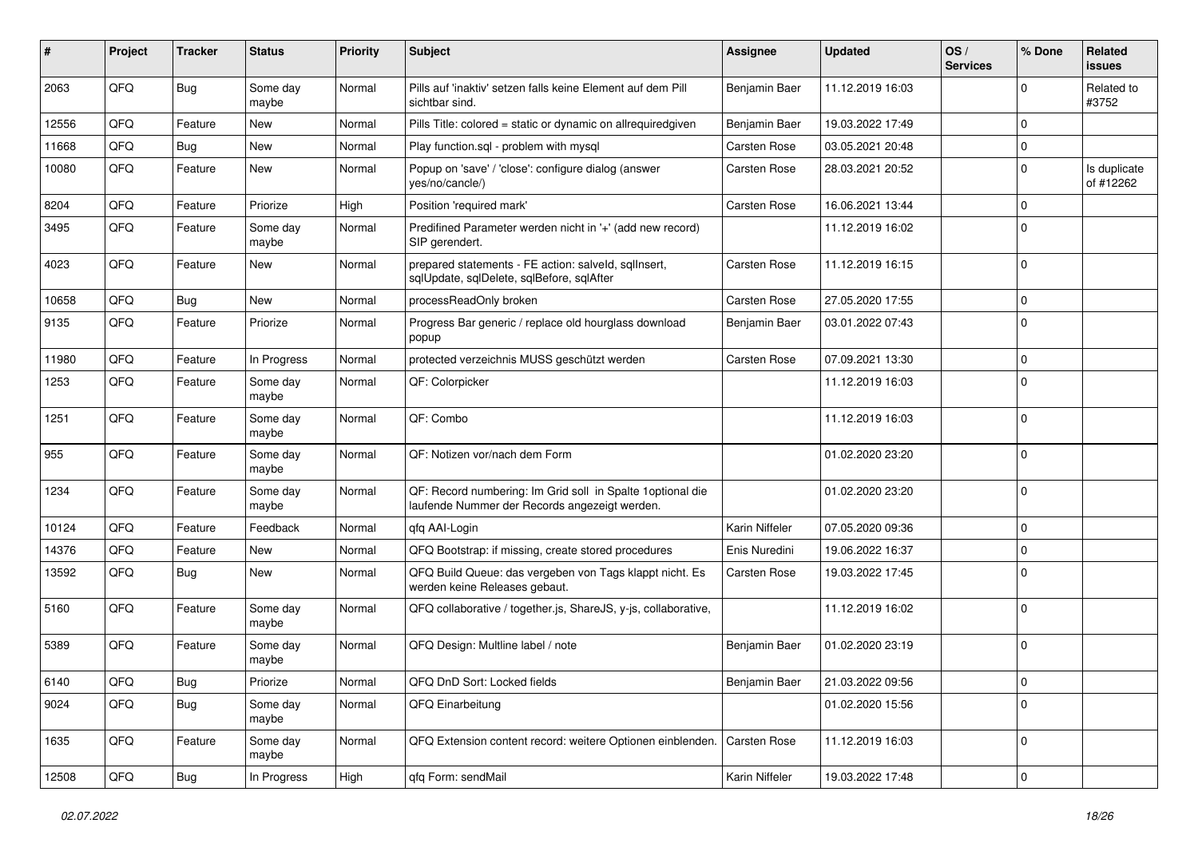| # | Project | Tracker | Status | Priority | Subject | Assignee | Updated | OS / Services | % Done | Related issues |
|---|---|---|---|---|---|---|---|---|---|---|
| 2063 | QFQ | Bug | Some day maybe | Normal | Pills auf 'inaktiv' setzen falls keine Element auf dem Pill sichtbar sind. | Benjamin Baer | 11.12.2019 16:03 | | 0 | Related to #3752 |
| 12556 | QFQ | Feature | New | Normal | Pills Title: colored = static or dynamic on allrequiredgiven | Benjamin Baer | 19.03.2022 17:49 | | 0 | |
| 11668 | QFQ | Bug | New | Normal | Play function.sql - problem with mysql | Carsten Rose | 03.05.2021 20:48 | | 0 | |
| 10080 | QFQ | Feature | New | Normal | Popup on 'save' / 'close': configure dialog (answer yes/no/cancle/) | Carsten Rose | 28.03.2021 20:52 | | 0 | Is duplicate of #12262 |
| 8204 | QFQ | Feature | Priorize | High | Position 'required mark' | Carsten Rose | 16.06.2021 13:44 | | 0 | |
| 3495 | QFQ | Feature | Some day maybe | Normal | Predifined Parameter werden nicht in '+' (add new record) SIP gerendert. | | 11.12.2019 16:02 | | 0 | |
| 4023 | QFQ | Feature | New | Normal | prepared statements - FE action: salveld, sqlInsert, sqlUpdate, sqlDelete, sqlBefore, sqlAfter | Carsten Rose | 11.12.2019 16:15 | | 0 | |
| 10658 | QFQ | Bug | New | Normal | processReadOnly broken | Carsten Rose | 27.05.2020 17:55 | | 0 | |
| 9135 | QFQ | Feature | Priorize | Normal | Progress Bar generic / replace old hourglass download popup | Benjamin Baer | 03.01.2022 07:43 | | 0 | |
| 11980 | QFQ | Feature | In Progress | Normal | protected verzeichnis MUSS geschützt werden | Carsten Rose | 07.09.2021 13:30 | | 0 | |
| 1253 | QFQ | Feature | Some day maybe | Normal | QF: Colorpicker | | 11.12.2019 16:03 | | 0 | |
| 1251 | QFQ | Feature | Some day maybe | Normal | QF: Combo | | 11.12.2019 16:03 | | 0 | |
| 955 | QFQ | Feature | Some day maybe | Normal | QF: Notizen vor/nach dem Form | | 01.02.2020 23:20 | | 0 | |
| 1234 | QFQ | Feature | Some day maybe | Normal | QF: Record numbering: Im Grid soll in Spalte 1optional die laufende Nummer der Records angezeigt werden. | | 01.02.2020 23:20 | | 0 | |
| 10124 | QFQ | Feature | Feedback | Normal | qfq AAI-Login | Karin Niffeler | 07.05.2020 09:36 | | 0 | |
| 14376 | QFQ | Feature | New | Normal | QFQ Bootstrap: if missing, create stored procedures | Enis Nuredini | 19.06.2022 16:37 | | 0 | |
| 13592 | QFQ | Bug | New | Normal | QFQ Build Queue: das vergeben von Tags klappt nicht. Es werden keine Releases gebaut. | Carsten Rose | 19.03.2022 17:45 | | 0 | |
| 5160 | QFQ | Feature | Some day maybe | Normal | QFQ collaborative / together.js, ShareJS, y-js, collaborative, | | 11.12.2019 16:02 | | 0 | |
| 5389 | QFQ | Feature | Some day maybe | Normal | QFQ Design: Multline label / note | Benjamin Baer | 01.02.2020 23:19 | | 0 | |
| 6140 | QFQ | Bug | Priorize | Normal | QFQ DnD Sort: Locked fields | Benjamin Baer | 21.03.2022 09:56 | | 0 | |
| 9024 | QFQ | Bug | Some day maybe | Normal | QFQ Einarbeitung | | 01.02.2020 15:56 | | 0 | |
| 1635 | QFQ | Feature | Some day maybe | Normal | QFQ Extension content record: weitere Optionen einblenden. | Carsten Rose | 11.12.2019 16:03 | | 0 | |
| 12508 | QFQ | Bug | In Progress | High | qfq Form: sendMail | Karin Niffeler | 19.03.2022 17:48 | | 0 | |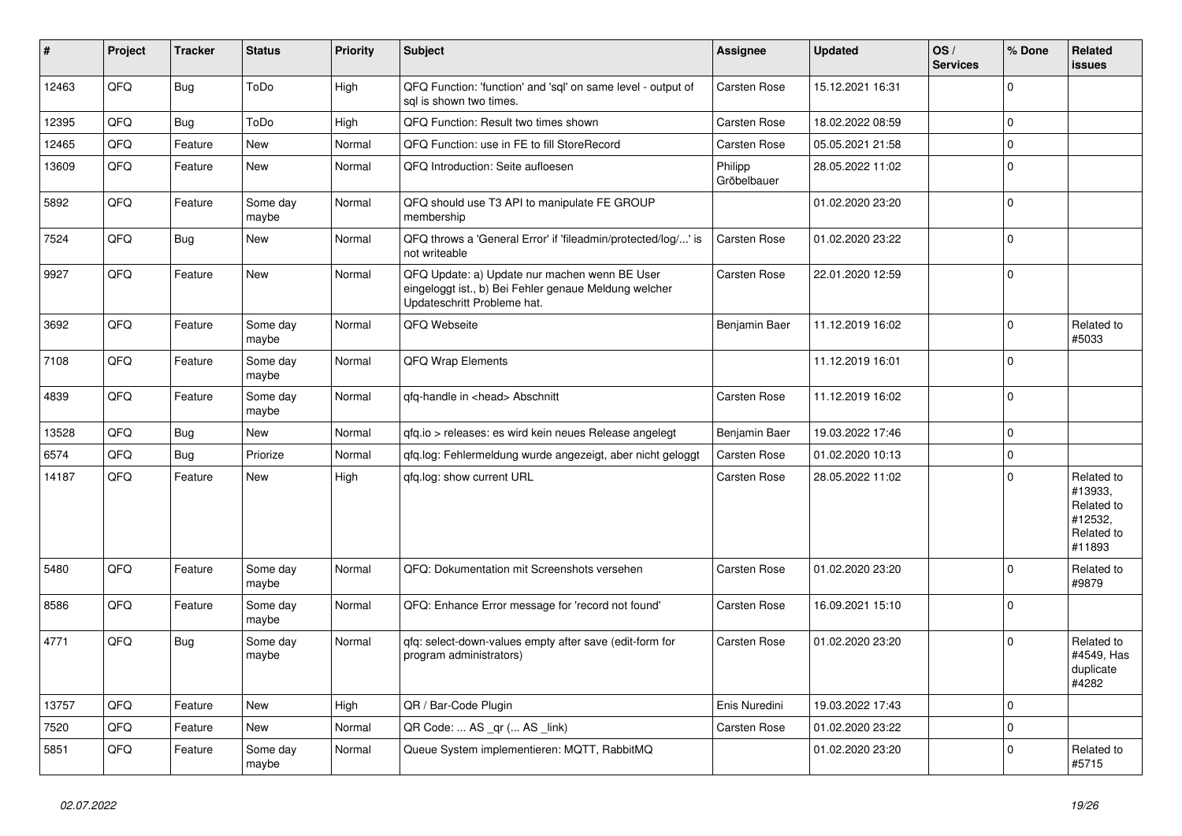| # | Project | Tracker | Status | Priority | Subject | Assignee | Updated | OS / Services | % Done | Related issues |
|---|---|---|---|---|---|---|---|---|---|---|
| 12463 | QFQ | Bug | ToDo | High | QFQ Function: 'function' and 'sql' on same level - output of sql is shown two times. | Carsten Rose | 15.12.2021 16:31 | | 0 | |
| 12395 | QFQ | Bug | ToDo | High | QFQ Function: Result two times shown | Carsten Rose | 18.02.2022 08:59 | | 0 | |
| 12465 | QFQ | Feature | New | Normal | QFQ Function: use in FE to fill StoreRecord | Carsten Rose | 05.05.2021 21:58 | | 0 | |
| 13609 | QFQ | Feature | New | Normal | QFQ Introduction: Seite aufloesen | Philipp Gröbelbauer | 28.05.2022 11:02 | | 0 | |
| 5892 | QFQ | Feature | Some day maybe | Normal | QFQ should use T3 API to manipulate FE GROUP membership | | 01.02.2020 23:20 | | 0 | |
| 7524 | QFQ | Bug | New | Normal | QFQ throws a 'General Error' if 'fileadmin/protected/log/...' is not writeable | Carsten Rose | 01.02.2020 23:22 | | 0 | |
| 9927 | QFQ | Feature | New | Normal | QFQ Update: a) Update nur machen wenn BE User eingeloggt ist., b) Bei Fehler genaue Meldung welcher Updateschritt Probleme hat. | Carsten Rose | 22.01.2020 12:59 | | 0 | |
| 3692 | QFQ | Feature | Some day maybe | Normal | QFQ Webseite | Benjamin Baer | 11.12.2019 16:02 | | 0 | Related to #5033 |
| 7108 | QFQ | Feature | Some day maybe | Normal | QFQ Wrap Elements | | 11.12.2019 16:01 | | 0 | |
| 4839 | QFQ | Feature | Some day maybe | Normal | qfq-handle in <head> Abschnitt | Carsten Rose | 11.12.2019 16:02 | | 0 | |
| 13528 | QFQ | Bug | New | Normal | qfq.io > releases: es wird kein neues Release angelegt | Benjamin Baer | 19.03.2022 17:46 | | 0 | |
| 6574 | QFQ | Bug | Priorize | Normal | qfq.log: Fehlermeldung wurde angezeigt, aber nicht geloggt | Carsten Rose | 01.02.2020 10:13 | | 0 | |
| 14187 | QFQ | Feature | New | High | qfq.log: show current URL | Carsten Rose | 28.05.2022 11:02 | | 0 | Related to #13933, Related to #12532, Related to #11893 |
| 5480 | QFQ | Feature | Some day maybe | Normal | QFQ: Dokumentation mit Screenshots versehen | Carsten Rose | 01.02.2020 23:20 | | 0 | Related to #9879 |
| 8586 | QFQ | Feature | Some day maybe | Normal | QFQ: Enhance Error message for 'record not found' | Carsten Rose | 16.09.2021 15:10 | | 0 | |
| 4771 | QFQ | Bug | Some day maybe | Normal | qfq: select-down-values empty after save (edit-form for program administrators) | Carsten Rose | 01.02.2020 23:20 | | 0 | Related to #4549, Has duplicate #4282 |
| 13757 | QFQ | Feature | New | High | QR / Bar-Code Plugin | Enis Nuredini | 19.03.2022 17:43 | | 0 | |
| 7520 | QFQ | Feature | New | Normal | QR Code: ... AS _qr ( ... AS _link) | Carsten Rose | 01.02.2020 23:22 | | 0 | |
| 5851 | QFQ | Feature | Some day maybe | Normal | Queue System implementieren: MQTT, RabbitMQ | | 01.02.2020 23:20 | | 0 | Related to #5715 |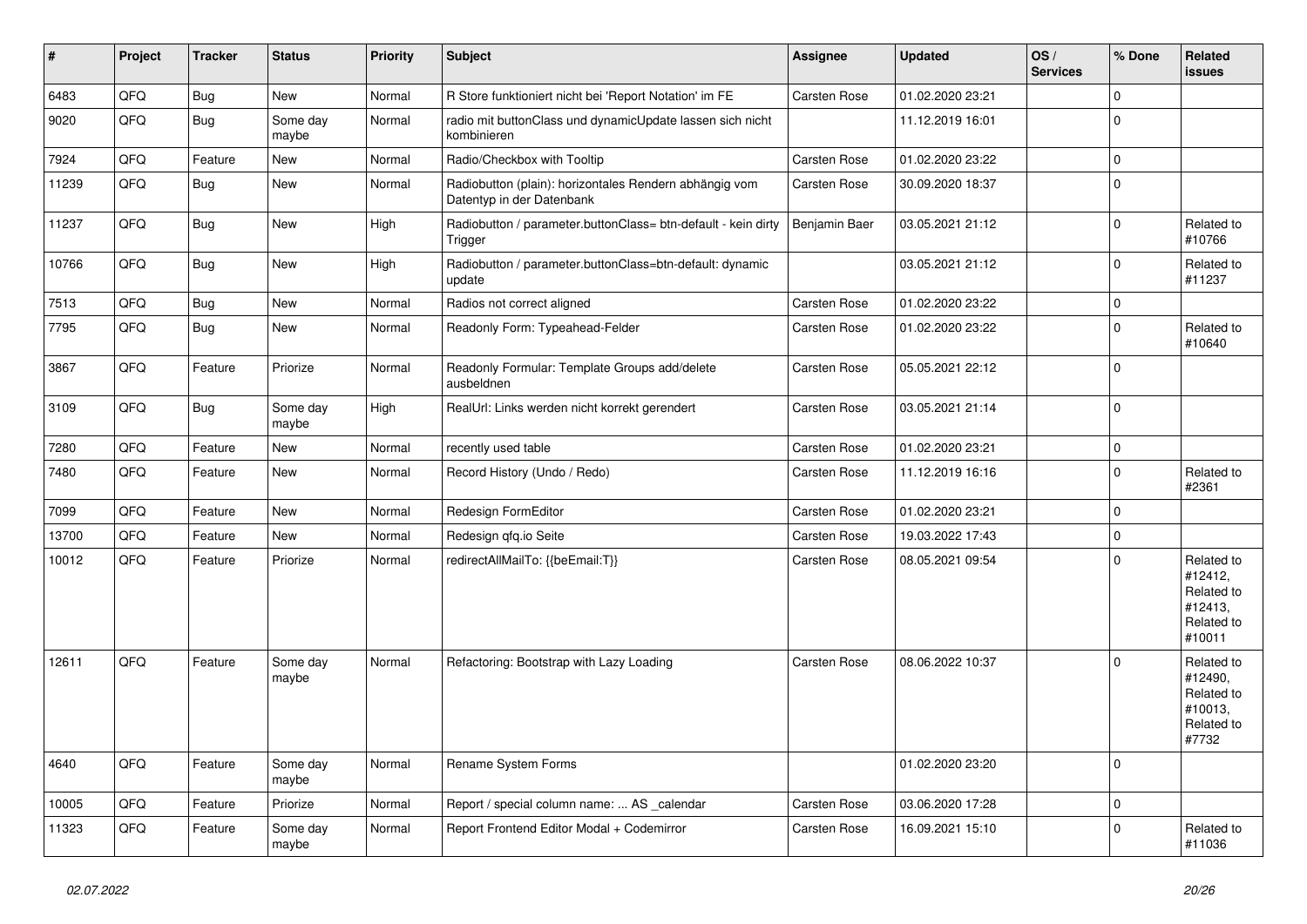| # | Project | Tracker | Status | Priority | Subject | Assignee | Updated | OS / Services | % Done | Related issues |
|---|---|---|---|---|---|---|---|---|---|---|
| 6483 | QFQ | Bug | New | Normal | R Store funktioniert nicht bei 'Report Notation' im FE | Carsten Rose | 01.02.2020 23:21 | | 0 | |
| 9020 | QFQ | Bug | Some day maybe | Normal | radio mit buttonClass und dynamicUpdate lassen sich nicht kombinieren | | 11.12.2019 16:01 | | 0 | |
| 7924 | QFQ | Feature | New | Normal | Radio/Checkbox with Tooltip | Carsten Rose | 01.02.2020 23:22 | | 0 | |
| 11239 | QFQ | Bug | New | Normal | Radiobutton (plain): horizontales Rendern abhängig vom Datentyp in der Datenbank | Carsten Rose | 30.09.2020 18:37 | | 0 | |
| 11237 | QFQ | Bug | New | High | Radiobutton / parameter.buttonClass= btn-default - kein dirty Trigger | Benjamin Baer | 03.05.2021 21:12 | | 0 | Related to #10766 |
| 10766 | QFQ | Bug | New | High | Radiobutton / parameter.buttonClass=btn-default: dynamic update | | 03.05.2021 21:12 | | 0 | Related to #11237 |
| 7513 | QFQ | Bug | New | Normal | Radios not correct aligned | Carsten Rose | 01.02.2020 23:22 | | 0 | |
| 7795 | QFQ | Bug | New | Normal | Readonly Form: Typeahead-Felder | Carsten Rose | 01.02.2020 23:22 | | 0 | Related to #10640 |
| 3867 | QFQ | Feature | Priorize | Normal | Readonly Formular: Template Groups add/delete ausbeldnen | Carsten Rose | 05.05.2021 22:12 | | 0 | |
| 3109 | QFQ | Bug | Some day maybe | High | RealUrl: Links werden nicht korrekt gerendert | Carsten Rose | 03.05.2021 21:14 | | 0 | |
| 7280 | QFQ | Feature | New | Normal | recently used table | Carsten Rose | 01.02.2020 23:21 | | 0 | |
| 7480 | QFQ | Feature | New | Normal | Record History (Undo / Redo) | Carsten Rose | 11.12.2019 16:16 | | 0 | Related to #2361 |
| 7099 | QFQ | Feature | New | Normal | Redesign FormEditor | Carsten Rose | 01.02.2020 23:21 | | 0 | |
| 13700 | QFQ | Feature | New | Normal | Redesign qfq.io Seite | Carsten Rose | 19.03.2022 17:43 | | 0 | |
| 10012 | QFQ | Feature | Priorize | Normal | redirectAllMailTo: {{beEmail:T}} | Carsten Rose | 08.05.2021 09:54 | | 0 | Related to #12412, Related to #12413, Related to #10011 |
| 12611 | QFQ | Feature | Some day maybe | Normal | Refactoring: Bootstrap with Lazy Loading | Carsten Rose | 08.06.2022 10:37 | | 0 | Related to #12490, Related to #10013, Related to #7732 |
| 4640 | QFQ | Feature | Some day maybe | Normal | Rename System Forms | | 01.02.2020 23:20 | | 0 | |
| 10005 | QFQ | Feature | Priorize | Normal | Report / special column name: ... AS _calendar | Carsten Rose | 03.06.2020 17:28 | | 0 | |
| 11323 | QFQ | Feature | Some day maybe | Normal | Report Frontend Editor Modal + Codemirror | Carsten Rose | 16.09.2021 15:10 | | 0 | Related to #11036 |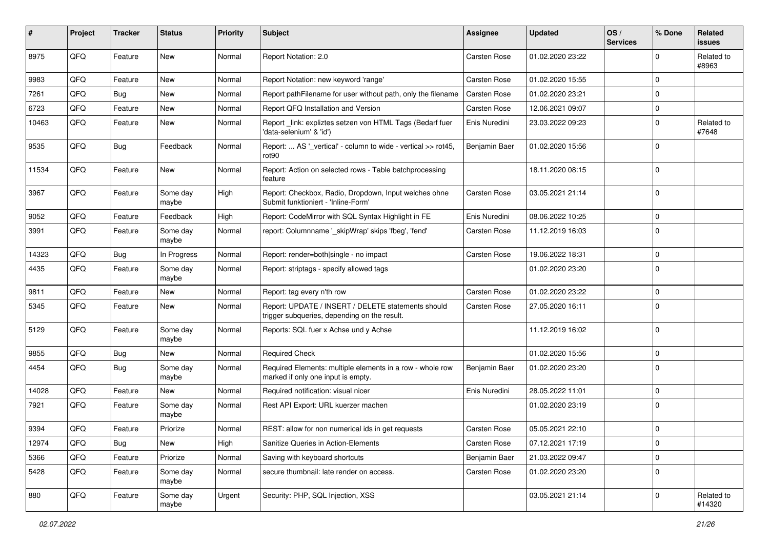| # | Project | Tracker | Status | Priority | Subject | Assignee | Updated | OS / Services | % Done | Related issues |
|---|---|---|---|---|---|---|---|---|---|---|
| 8975 | QFQ | Feature | New | Normal | Report Notation: 2.0 | Carsten Rose | 01.02.2020 23:22 | | 0 | Related to #8963 |
| 9983 | QFQ | Feature | New | Normal | Report Notation: new keyword 'range' | Carsten Rose | 01.02.2020 15:55 | | 0 | |
| 7261 | QFQ | Bug | New | Normal | Report pathFilename for user without path, only the filename | Carsten Rose | 01.02.2020 23:21 | | 0 | |
| 6723 | QFQ | Feature | New | Normal | Report QFQ Installation and Version | Carsten Rose | 12.06.2021 09:07 | | 0 | |
| 10463 | QFQ | Feature | New | Normal | Report _link: expliztes setzen von HTML Tags (Bedarf fuer 'data-selenium' & 'id') | Enis Nuredini | 23.03.2022 09:23 | | 0 | Related to #7648 |
| 9535 | QFQ | Bug | Feedback | Normal | Report: ... AS '_vertical' - column to wide - vertical >> rot45, rot90 | Benjamin Baer | 01.02.2020 15:56 | | 0 | |
| 11534 | QFQ | Feature | New | Normal | Report: Action on selected rows - Table batchprocessing feature | | 18.11.2020 08:15 | | 0 | |
| 3967 | QFQ | Feature | Some day maybe | High | Report: Checkbox, Radio, Dropdown, Input welches ohne Submit funktioniert - 'Inline-Form' | Carsten Rose | 03.05.2021 21:14 | | 0 | |
| 9052 | QFQ | Feature | Feedback | High | Report: CodeMirror with SQL Syntax Highlight in FE | Enis Nuredini | 08.06.2022 10:25 | | 0 | |
| 3991 | QFQ | Feature | Some day maybe | Normal | report: Columnname '_skipWrap' skips 'fbeg', 'fend' | Carsten Rose | 11.12.2019 16:03 | | 0 | |
| 14323 | QFQ | Bug | In Progress | Normal | Report: render=both\|single - no impact | Carsten Rose | 19.06.2022 18:31 | | 0 | |
| 4435 | QFQ | Feature | Some day maybe | Normal | Report: striptags - specify allowed tags | | 01.02.2020 23:20 | | 0 | |
| 9811 | QFQ | Feature | New | Normal | Report: tag every n'th row | Carsten Rose | 01.02.2020 23:22 | | 0 | |
| 5345 | QFQ | Feature | New | Normal | Report: UPDATE / INSERT / DELETE statements should trigger subqueries, depending on the result. | Carsten Rose | 27.05.2020 16:11 | | 0 | |
| 5129 | QFQ | Feature | Some day maybe | Normal | Reports: SQL fuer x Achse und y Achse | | 11.12.2019 16:02 | | 0 | |
| 9855 | QFQ | Bug | New | Normal | Required Check | | 01.02.2020 15:56 | | 0 | |
| 4454 | QFQ | Bug | Some day maybe | Normal | Required Elements: multiple elements in a row - whole row marked if only one input is empty. | Benjamin Baer | 01.02.2020 23:20 | | 0 | |
| 14028 | QFQ | Feature | New | Normal | Required notification: visual nicer | Enis Nuredini | 28.05.2022 11:01 | | 0 | |
| 7921 | QFQ | Feature | Some day maybe | Normal | Rest API Export: URL kuerzer machen | | 01.02.2020 23:19 | | 0 | |
| 9394 | QFQ | Feature | Priorize | Normal | REST: allow for non numerical ids in get requests | Carsten Rose | 05.05.2021 22:10 | | 0 | |
| 12974 | QFQ | Bug | New | High | Sanitize Queries in Action-Elements | Carsten Rose | 07.12.2021 17:19 | | 0 | |
| 5366 | QFQ | Feature | Priorize | Normal | Saving with keyboard shortcuts | Benjamin Baer | 21.03.2022 09:47 | | 0 | |
| 5428 | QFQ | Feature | Some day maybe | Normal | secure thumbnail: late render on access. | Carsten Rose | 01.02.2020 23:20 | | 0 | |
| 880 | QFQ | Feature | Some day maybe | Urgent | Security: PHP, SQL Injection, XSS | | 03.05.2021 21:14 | | 0 | Related to #14320 |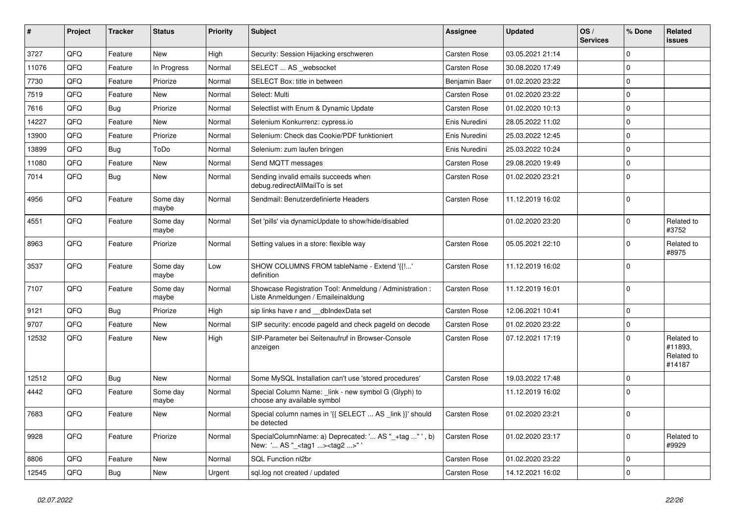| # | Project | Tracker | Status | Priority | Subject | Assignee | Updated | OS / Services | % Done | Related issues |
|---|---|---|---|---|---|---|---|---|---|---|
| 3727 | QFQ | Feature | New | High | Security: Session Hijacking erschweren | Carsten Rose | 03.05.2021 21:14 | | 0 | |
| 11076 | QFQ | Feature | In Progress | Normal | SELECT ... AS _websocket | Carsten Rose | 30.08.2020 17:49 | | 0 | |
| 7730 | QFQ | Feature | Priorize | Normal | SELECT Box: title in between | Benjamin Baer | 01.02.2020 23:22 | | 0 | |
| 7519 | QFQ | Feature | New | Normal | Select: Multi | Carsten Rose | 01.02.2020 23:22 | | 0 | |
| 7616 | QFQ | Bug | Priorize | Normal | Selectlist with Enum & Dynamic Update | Carsten Rose | 01.02.2020 10:13 | | 0 | |
| 14227 | QFQ | Feature | New | Normal | Selenium Konkurrenz: cypress.io | Enis Nuredini | 28.05.2022 11:02 | | 0 | |
| 13900 | QFQ | Feature | Priorize | Normal | Selenium: Check das Cookie/PDF funktioniert | Enis Nuredini | 25.03.2022 12:45 | | 0 | |
| 13899 | QFQ | Bug | ToDo | Normal | Selenium: zum laufen bringen | Enis Nuredini | 25.03.2022 10:24 | | 0 | |
| 11080 | QFQ | Feature | New | Normal | Send MQTT messages | Carsten Rose | 29.08.2020 19:49 | | 0 | |
| 7014 | QFQ | Bug | New | Normal | Sending invalid emails succeeds when debug.redirectAllMailTo is set | Carsten Rose | 01.02.2020 23:21 | | 0 | |
| 4956 | QFQ | Feature | Some day maybe | Normal | Sendmail: Benutzerdefinierte Headers | Carsten Rose | 11.12.2019 16:02 | | 0 | |
| 4551 | QFQ | Feature | Some day maybe | Normal | Set 'pills' via dynamicUpdate to show/hide/disabled | | 01.02.2020 23:20 | | 0 | Related to #3752 |
| 8963 | QFQ | Feature | Priorize | Normal | Setting values in a store: flexible way | Carsten Rose | 05.05.2021 22:10 | | 0 | Related to #8975 |
| 3537 | QFQ | Feature | Some day maybe | Low | SHOW COLUMNS FROM tableName - Extend '{{!...' definition | Carsten Rose | 11.12.2019 16:02 | | 0 | |
| 7107 | QFQ | Feature | Some day maybe | Normal | Showcase Registration Tool: Anmeldung / Administration : Liste Anmeldungen / Emaileinaldung | Carsten Rose | 11.12.2019 16:01 | | 0 | |
| 9121 | QFQ | Bug | Priorize | High | sip links have r and __dbIndexData set | Carsten Rose | 12.06.2021 10:41 | | 0 | |
| 9707 | QFQ | Feature | New | Normal | SIP security: encode pageId and check pageId on decode | Carsten Rose | 01.02.2020 23:22 | | 0 | |
| 12532 | QFQ | Feature | New | High | SIP-Parameter bei Seitenaufruf in Browser-Console anzeigen | Carsten Rose | 07.12.2021 17:19 | | 0 | Related to #11893, Related to #14187 |
| 12512 | QFQ | Bug | New | Normal | Some MySQL Installation can't use 'stored procedures' | Carsten Rose | 19.03.2022 17:48 | | 0 | |
| 4442 | QFQ | Feature | Some day maybe | Normal | Special Column Name: _link - new symbol G (Glyph) to choose any available symbol | | 11.12.2019 16:02 | | 0 | |
| 7683 | QFQ | Feature | New | Normal | Special column names in '{{ SELECT ... AS _link }}' should be detected | Carsten Rose | 01.02.2020 23:21 | | 0 | |
| 9928 | QFQ | Feature | Priorize | Normal | SpecialColumnName: a) Deprecated: '... AS "_+tag ..." ', b) New: '... AS "_<tag1 ...><tag2 ...>" ' | Carsten Rose | 01.02.2020 23:17 | | 0 | Related to #9929 |
| 8806 | QFQ | Feature | New | Normal | SQL Function nl2br | Carsten Rose | 01.02.2020 23:22 | | 0 | |
| 12545 | QFQ | Bug | New | Urgent | sql.log not created / updated | Carsten Rose | 14.12.2021 16:02 | | 0 | |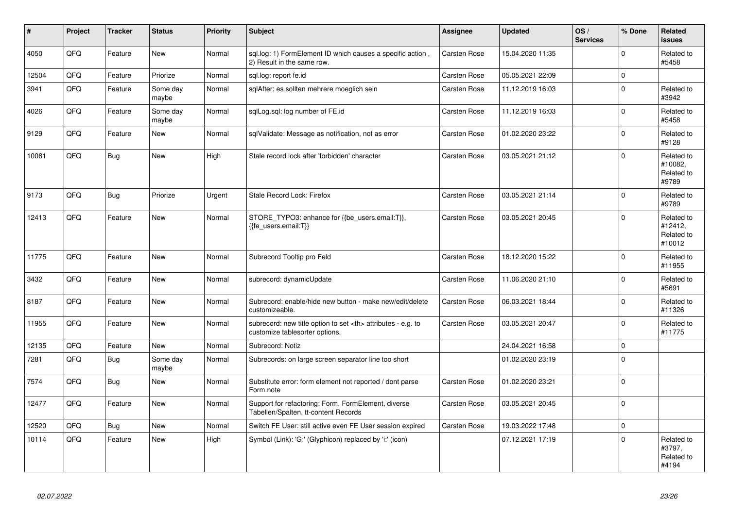| # | Project | Tracker | Status | Priority | Subject | Assignee | Updated | OS / Services | % Done | Related issues |
|---|---|---|---|---|---|---|---|---|---|---|
| 4050 | QFQ | Feature | New | Normal | sql.log: 1) FormElement ID which causes a specific action , 2) Result in the same row. | Carsten Rose | 15.04.2020 11:35 | | 0 | Related to #5458 |
| 12504 | QFQ | Feature | Priorize | Normal | sql.log: report fe.id | Carsten Rose | 05.05.2021 22:09 | | 0 | |
| 3941 | QFQ | Feature | Some day maybe | Normal | sqlAfter: es sollten mehrere moeglich sein | Carsten Rose | 11.12.2019 16:03 | | 0 | Related to #3942 |
| 4026 | QFQ | Feature | Some day maybe | Normal | sqlLog.sql: log number of FE.id | Carsten Rose | 11.12.2019 16:03 | | 0 | Related to #5458 |
| 9129 | QFQ | Feature | New | Normal | sqlValidate: Message as notification, not as error | Carsten Rose | 01.02.2020 23:22 | | 0 | Related to #9128 |
| 10081 | QFQ | Bug | New | High | Stale record lock after 'forbidden' character | Carsten Rose | 03.05.2021 21:12 | | 0 | Related to #10082, Related to #9789 |
| 9173 | QFQ | Bug | Priorize | Urgent | Stale Record Lock: Firefox | Carsten Rose | 03.05.2021 21:14 | | 0 | Related to #9789 |
| 12413 | QFQ | Feature | New | Normal | STORE_TYPO3: enhance for {{be_users.email:T}}, {{fe_users.email:T}} | Carsten Rose | 03.05.2021 20:45 | | 0 | Related to #12412, Related to #10012 |
| 11775 | QFQ | Feature | New | Normal | Subrecord Tooltip pro Feld | Carsten Rose | 18.12.2020 15:22 | | 0 | Related to #11955 |
| 3432 | QFQ | Feature | New | Normal | subrecord: dynamicUpdate | Carsten Rose | 11.06.2020 21:10 | | 0 | Related to #5691 |
| 8187 | QFQ | Feature | New | Normal | Subrecord: enable/hide new button - make new/edit/delete customizeable. | Carsten Rose | 06.03.2021 18:44 | | 0 | Related to #11326 |
| 11955 | QFQ | Feature | New | Normal | subrecord: new title option to set <th> attributes - e.g. to customize tablesorter options. | Carsten Rose | 03.05.2021 20:47 | | 0 | Related to #11775 |
| 12135 | QFQ | Feature | New | Normal | Subrecord: Notiz | | 24.04.2021 16:58 | | 0 | |
| 7281 | QFQ | Bug | Some day maybe | Normal | Subrecords: on large screen separator line too short | | 01.02.2020 23:19 | | 0 | |
| 7574 | QFQ | Bug | New | Normal | Substitute error: form element not reported / dont parse Form.note | Carsten Rose | 01.02.2020 23:21 | | 0 | |
| 12477 | QFQ | Feature | New | Normal | Support for refactoring: Form, FormElement, diverse Tabellen/Spalten, tt-content Records | Carsten Rose | 03.05.2021 20:45 | | 0 | |
| 12520 | QFQ | Bug | New | Normal | Switch FE User: still active even FE User session expired | Carsten Rose | 19.03.2022 17:48 | | 0 | |
| 10114 | QFQ | Feature | New | High | Symbol (Link): 'G:' (Glyphicon) replaced by 'i:' (icon) | | 07.12.2021 17:19 | | 0 | Related to #3797, Related to #4194 |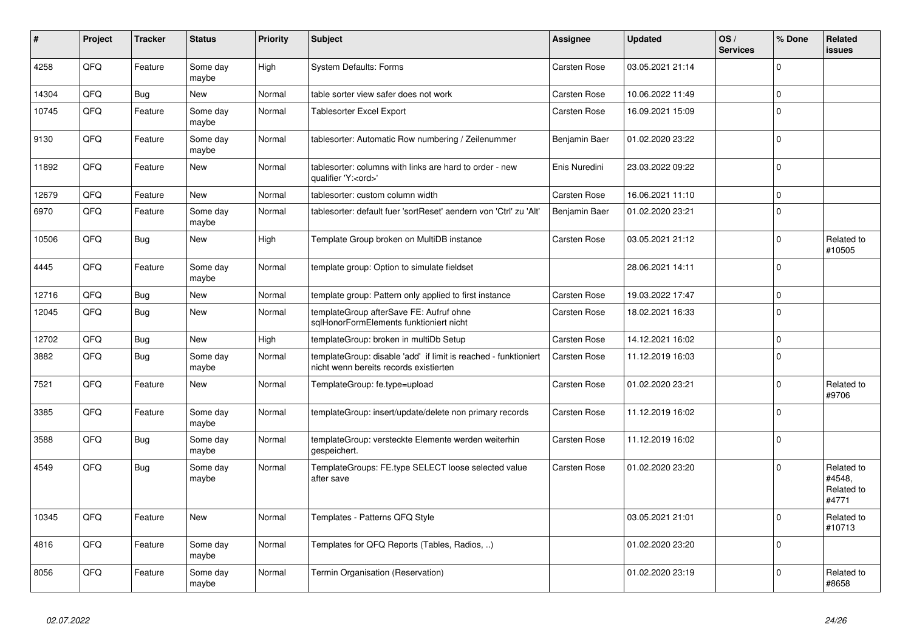| # | Project | Tracker | Status | Priority | Subject | Assignee | Updated | OS / Services | % Done | Related issues |
|---|---|---|---|---|---|---|---|---|---|---|
| 4258 | QFQ | Feature | Some day maybe | High | System Defaults: Forms | Carsten Rose | 03.05.2021 21:14 | | 0 | |
| 14304 | QFQ | Bug | New | Normal | table sorter view safer does not work | Carsten Rose | 10.06.2022 11:49 | | 0 | |
| 10745 | QFQ | Feature | Some day maybe | Normal | Tablesorter Excel Export | Carsten Rose | 16.09.2021 15:09 | | 0 | |
| 9130 | QFQ | Feature | Some day maybe | Normal | tablesorter: Automatic Row numbering / Zeilenummer | Benjamin Baer | 01.02.2020 23:22 | | 0 | |
| 11892 | QFQ | Feature | New | Normal | tablesorter: columns with links are hard to order - new qualifier 'Y:<ord>' | Enis Nuredini | 23.03.2022 09:22 | | 0 | |
| 12679 | QFQ | Feature | New | Normal | tablesorter: custom column width | Carsten Rose | 16.06.2021 11:10 | | 0 | |
| 6970 | QFQ | Feature | Some day maybe | Normal | tablesorter: default fuer 'sortReset' aendern von 'Ctrl' zu 'Alt' | Benjamin Baer | 01.02.2020 23:21 | | 0 | |
| 10506 | QFQ | Bug | New | High | Template Group broken on MultiDB instance | Carsten Rose | 03.05.2021 21:12 | | 0 | Related to #10505 |
| 4445 | QFQ | Feature | Some day maybe | Normal | template group: Option to simulate fieldset | | 28.06.2021 14:11 | | 0 | |
| 12716 | QFQ | Bug | New | Normal | template group: Pattern only applied to first instance | Carsten Rose | 19.03.2022 17:47 | | 0 | |
| 12045 | QFQ | Bug | New | Normal | templateGroup afterSave FE: Aufruf ohne sqlHonorFormElements funktioniert nicht | Carsten Rose | 18.02.2021 16:33 | | 0 | |
| 12702 | QFQ | Bug | New | High | templateGroup: broken in multiDb Setup | Carsten Rose | 14.12.2021 16:02 | | 0 | |
| 3882 | QFQ | Bug | Some day maybe | Normal | templateGroup: disable 'add' if limit is reached - funktioniert nicht wenn bereits records existierten | Carsten Rose | 11.12.2019 16:03 | | 0 | |
| 7521 | QFQ | Feature | New | Normal | TemplateGroup: fe.type=upload | Carsten Rose | 01.02.2020 23:21 | | 0 | Related to #9706 |
| 3385 | QFQ | Feature | Some day maybe | Normal | templateGroup: insert/update/delete non primary records | Carsten Rose | 11.12.2019 16:02 | | 0 | |
| 3588 | QFQ | Bug | Some day maybe | Normal | templateGroup: versteckte Elemente werden weiterhin gespeichert. | Carsten Rose | 11.12.2019 16:02 | | 0 | |
| 4549 | QFQ | Bug | Some day maybe | Normal | TemplateGroups: FE.type SELECT loose selected value after save | Carsten Rose | 01.02.2020 23:20 | | 0 | Related to #4548, Related to #4771 |
| 10345 | QFQ | Feature | New | Normal | Templates - Patterns QFQ Style | | 03.05.2021 21:01 | | 0 | Related to #10713 |
| 4816 | QFQ | Feature | Some day maybe | Normal | Templates for QFQ Reports (Tables, Radios, ..) | | 01.02.2020 23:20 | | 0 | |
| 8056 | QFQ | Feature | Some day maybe | Normal | Termin Organisation (Reservation) | | 01.02.2020 23:19 | | 0 | Related to #8658 |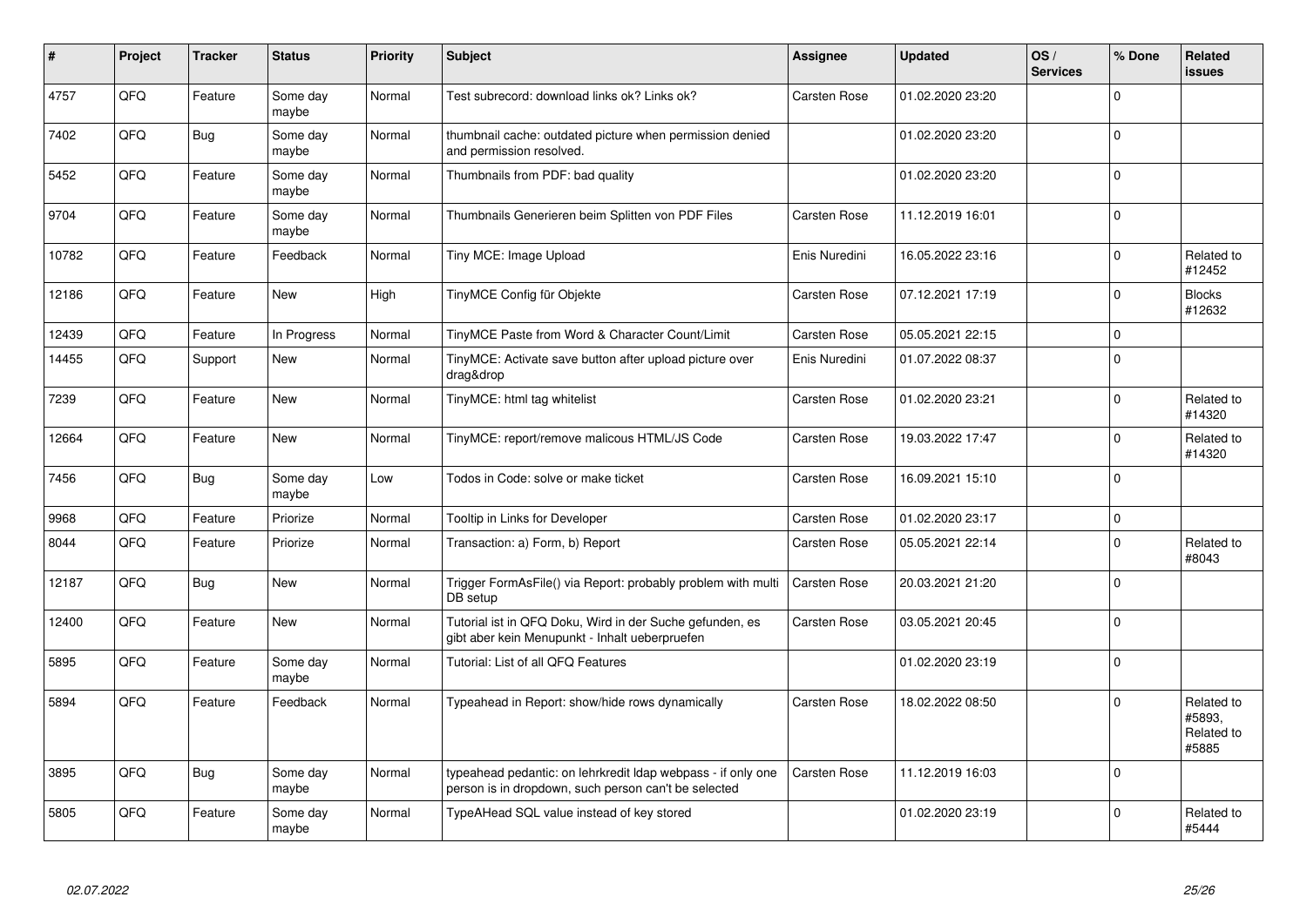| # | Project | Tracker | Status | Priority | Subject | Assignee | Updated | OS / Services | % Done | Related issues |
|---|---|---|---|---|---|---|---|---|---|---|
| 4757 | QFQ | Feature | Some day maybe | Normal | Test subrecord: download links ok? Links ok? | Carsten Rose | 01.02.2020 23:20 | | 0 | |
| 7402 | QFQ | Bug | Some day maybe | Normal | thumbnail cache: outdated picture when permission denied and permission resolved. | | 01.02.2020 23:20 | | 0 | |
| 5452 | QFQ | Feature | Some day maybe | Normal | Thumbnails from PDF: bad quality | | 01.02.2020 23:20 | | 0 | |
| 9704 | QFQ | Feature | Some day maybe | Normal | Thumbnails Generieren beim Splitten von PDF Files | Carsten Rose | 11.12.2019 16:01 | | 0 | |
| 10782 | QFQ | Feature | Feedback | Normal | Tiny MCE: Image Upload | Enis Nuredini | 16.05.2022 23:16 | | 0 | Related to #12452 |
| 12186 | QFQ | Feature | New | High | TinyMCE Config für Objekte | Carsten Rose | 07.12.2021 17:19 | | 0 | Blocks #12632 |
| 12439 | QFQ | Feature | In Progress | Normal | TinyMCE Paste from Word & Character Count/Limit | Carsten Rose | 05.05.2021 22:15 | | 0 | |
| 14455 | QFQ | Support | New | Normal | TinyMCE: Activate save button after upload picture over drag&drop | Enis Nuredini | 01.07.2022 08:37 | | 0 | |
| 7239 | QFQ | Feature | New | Normal | TinyMCE: html tag whitelist | Carsten Rose | 01.02.2020 23:21 | | 0 | Related to #14320 |
| 12664 | QFQ | Feature | New | Normal | TinyMCE: report/remove malicous HTML/JS Code | Carsten Rose | 19.03.2022 17:47 | | 0 | Related to #14320 |
| 7456 | QFQ | Bug | Some day maybe | Low | Todos in Code: solve or make ticket | Carsten Rose | 16.09.2021 15:10 | | 0 | |
| 9968 | QFQ | Feature | Priorize | Normal | Tooltip in Links for Developer | Carsten Rose | 01.02.2020 23:17 | | 0 | |
| 8044 | QFQ | Feature | Priorize | Normal | Transaction: a) Form, b) Report | Carsten Rose | 05.05.2021 22:14 | | 0 | Related to #8043 |
| 12187 | QFQ | Bug | New | Normal | Trigger FormAsFile() via Report: probably problem with multi DB setup | Carsten Rose | 20.03.2021 21:20 | | 0 | |
| 12400 | QFQ | Feature | New | Normal | Tutorial ist in QFQ Doku, Wird in der Suche gefunden, es gibt aber kein Menupunkt - Inhalt ueberpruefen | Carsten Rose | 03.05.2021 20:45 | | 0 | |
| 5895 | QFQ | Feature | Some day maybe | Normal | Tutorial: List of all QFQ Features | | 01.02.2020 23:19 | | 0 | |
| 5894 | QFQ | Feature | Feedback | Normal | Typeahead in Report: show/hide rows dynamically | Carsten Rose | 18.02.2022 08:50 | | 0 | Related to #5893, Related to #5885 |
| 3895 | QFQ | Bug | Some day maybe | Normal | typeahead pedantic: on lehrkredit ldap webpass - if only one person is in dropdown, such person can't be selected | Carsten Rose | 11.12.2019 16:03 | | 0 | |
| 5805 | QFQ | Feature | Some day maybe | Normal | TypeAHead SQL value instead of key stored | | 01.02.2020 23:19 | | 0 | Related to #5444 |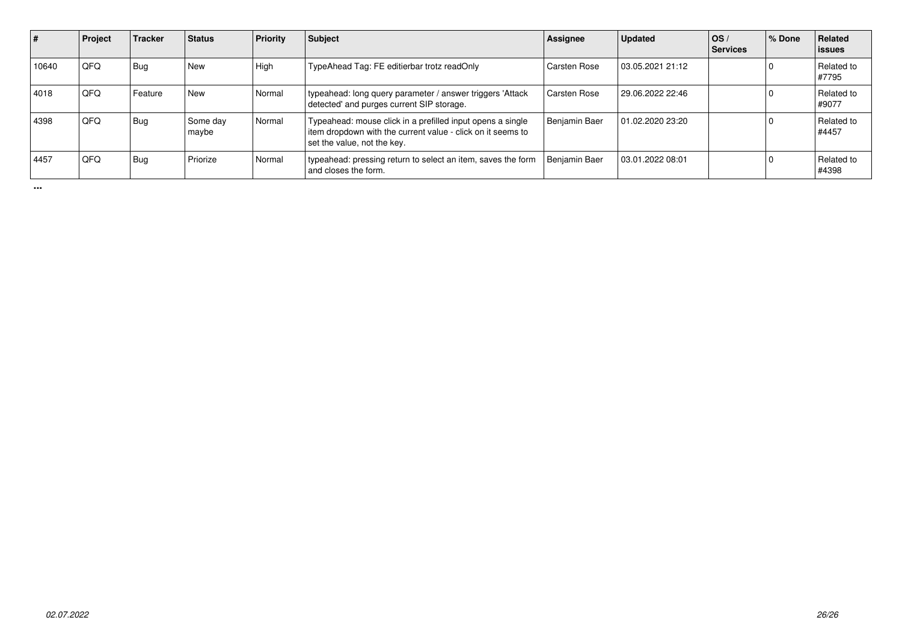| # | Project | Tracker | Status | Priority | Subject | Assignee | Updated | OS / Services | % Done | Related issues |
|---|---|---|---|---|---|---|---|---|---|---|
| 10640 | QFQ | Bug | New | High | TypeAhead Tag: FE editierbar trotz readOnly | Carsten Rose | 03.05.2021 21:12 | | 0 | Related to #7795 |
| 4018 | QFQ | Feature | New | Normal | typeahead: long query parameter / answer triggers 'Attack detected' and purges current SIP storage. | Carsten Rose | 29.06.2022 22:46 | | 0 | Related to #9077 |
| 4398 | QFQ | Bug | Some day maybe | Normal | Typeahead: mouse click in a prefilled input opens a single item dropdown with the current value - click on it seems to set the value, not the key. | Benjamin Baer | 01.02.2020 23:20 | | 0 | Related to #4457 |
| 4457 | QFQ | Bug | Priorize | Normal | typeahead: pressing return to select an item, saves the form and closes the form. | Benjamin Baer | 03.01.2022 08:01 | | 0 | Related to #4398 |

**...**